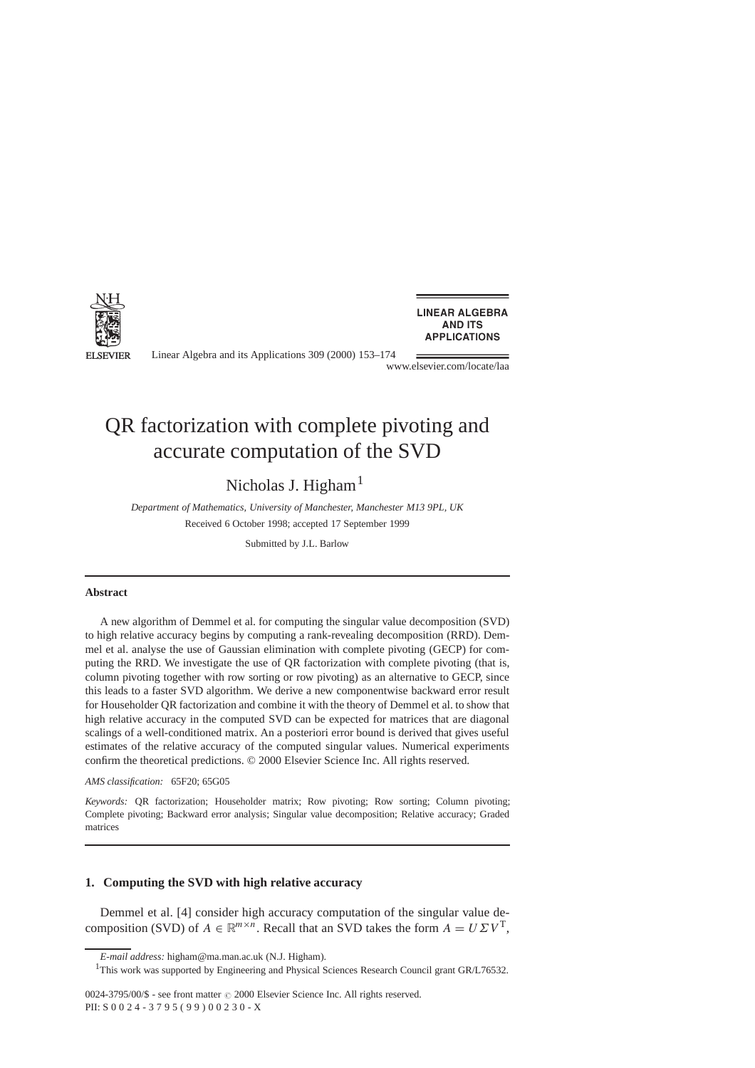# QR factorization with complete pivoting and accurate computation of the SVD

Nicholas J. Higham [1]

*Department of Mathematics, University of Manchester, Manchester M13 9PL, UK*

Received 6 October 1998; accepted 17 September 1999

Submitted by J.L. Barlow

---

**Abstract**

A new algorithm of Demmel et al. for computing the singular value decomposition (SVD) to high relative accuracy begins by computing a rank-revealing decomposition (RRD). Demmel et al. analyse the use of Gaussian elimination with complete pivoting (GECP) for computing the RRD. We investigate the use of QR factorization with complete pivoting (that is, column pivoting together with row sorting or row pivoting) as an alternative to GECP, since this leads to a faster SVD algorithm. We derive a new componentwise backward error result for Householder QR factorization and combine it with the theory of Demmel et al. to show that high relative accuracy in the computed SVD can be expected for matrices that are diagonal scalings of a well-conditioned matrix. An a posteriori error bound is derived that gives useful estimates of the relative accuracy of the computed singular values. Numerical experiments confirm the theoretical predictions. © 2000 Elsevier Science Inc. All rights reserved.

*AMS classification:* 65F20; 65G05

*Keywords:* QR factorization; Householder matrix; Row pivoting; Row sorting; Column pivoting; Complete pivoting; Backward error analysis; Singular value decomposition; Relative accuracy; Graded matrices

---

## 1. Computing the SVD with high relative accuracy

Demmel et al. [4] consider high accuracy computation of the singular value decomposition (SVD) of $A \in \mathbb{R}^{m\times n}$. Recall that an SVD takes the form $A = U\Sigma V^{\mathrm{T}}$,

*E-mail address:* higham@ma.man.ac.uk (N.J. Higham).

[1] This work was supported by Engineering and Physical Sciences Research Council grant GR/L76532.

0024-3795/00/$ - see front matter © 2000 Elsevier Science Inc. All rights reserved.
PII: S 0 0 2 4 - 3 7 9 5 ( 9 9 ) 0 0 2 3 0 - X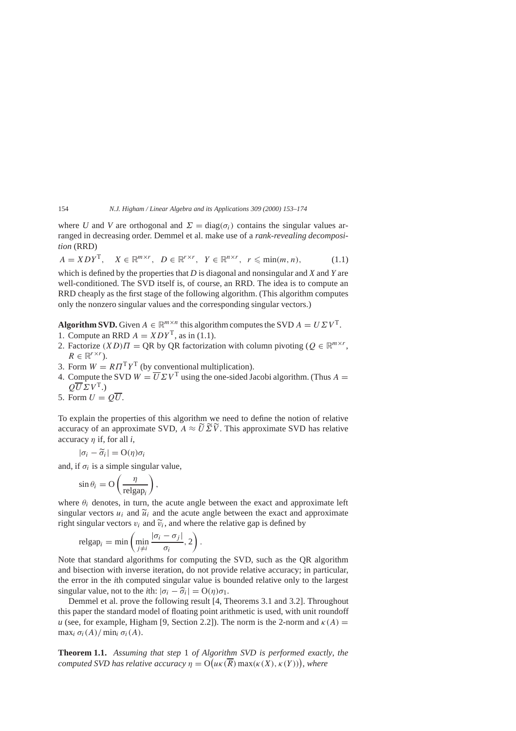where $U$ and $V$ are orthogonal and $\Sigma = \mathrm{diag}(\sigma_i)$ contains the singular values arranged in decreasing order. Demmel et al. make use of a *rank-revealing decomposition* (RRD)

$$A = XDY^{\mathrm{T}}, \quad X \in \mathbb{R}^{m\times r}, \quad D \in \mathbb{R}^{r\times r}, \quad Y \in \mathbb{R}^{n\times r}, \quad r \leqslant \min(m,n), \tag{1.1}$$

which is defined by the properties that $D$ is diagonal and nonsingular and $X$ and $Y$ are well-conditioned. The SVD itself is, of course, an RRD. The idea is to compute an RRD cheaply as the first stage of the following algorithm. (This algorithm computes only the nonzero singular values and the corresponding singular vectors.)

**Algorithm SVD.** Given $A \in \mathbb{R}^{m\times n}$ this algorithm computes the SVD $A = U\Sigma V^{\mathrm{T}}$.

1. Compute an RRD $A = XDY^{\mathrm{T}}$, as in (1.1).
2. Factorize $(XD)\Pi = \mathrm{QR}$ by QR factorization with column pivoting ($Q \in \mathbb{R}^{m\times r}$, $R \in \mathbb{R}^{r\times r}$).
3. Form $W = R\Pi^{\mathrm{T}}Y^{\mathrm{T}}$ (by conventional multiplication).
4. Compute the SVD $W = \overline{U}\Sigma V^{\mathrm{T}}$ using the one-sided Jacobi algorithm. (Thus $A = Q\overline{U}\Sigma V^{\mathrm{T}}$.)
5. Form $U = Q\overline{U}$.

To explain the properties of this algorithm we need to define the notion of relative accuracy of an approximate SVD, $A \approx \widetilde{U}\widetilde{\Sigma}\widetilde{V}$. This approximate SVD has relative accuracy $\eta$ if, for all $i$,

$$|\sigma_i - \widetilde{\sigma}_i| = \mathrm{O}(\eta)\sigma_i$$

and, if $\sigma_i$ is a simple singular value,

$$\sin\theta_i = \mathrm{O}\left(\frac{\eta}{\mathrm{relgap}_i}\right),$$

where $\theta_i$ denotes, in turn, the acute angle between the exact and approximate left singular vectors $u_i$ and $\widetilde{u}_i$ and the acute angle between the exact and approximate right singular vectors $v_i$ and $\widetilde{v}_i$, and where the relative gap is defined by

$$\mathrm{relgap}_i = \min\left(\min_{j\neq i}\frac{|\sigma_i - \sigma_j|}{\sigma_i}, 2\right).$$

Note that standard algorithms for computing the SVD, such as the QR algorithm and bisection with inverse iteration, do not provide relative accuracy; in particular, the error in the $i$th computed singular value is bounded relative only to the largest singular value, not to the $i$th: $|\sigma_i - \widehat{\sigma}_i| = \mathrm{O}(\eta)\sigma_1$.

Demmel et al. prove the following result [4, Theorems 3.1 and 3.2]. Throughout this paper the standard model of floating point arithmetic is used, with unit roundoff $u$ (see, for example, Higham [9, Section 2.2]). The norm is the 2-norm and $\kappa(A) = \max_i \sigma_i(A)/\min_i \sigma_i(A)$.

**Theorem 1.1.** *Assuming that step* 1 *of Algorithm SVD is performed exactly, the computed SVD has relative accuracy* $\eta = \mathrm{O}\big(u\kappa(\overline{R})\max(\kappa(X),\kappa(Y))\big)$, *where*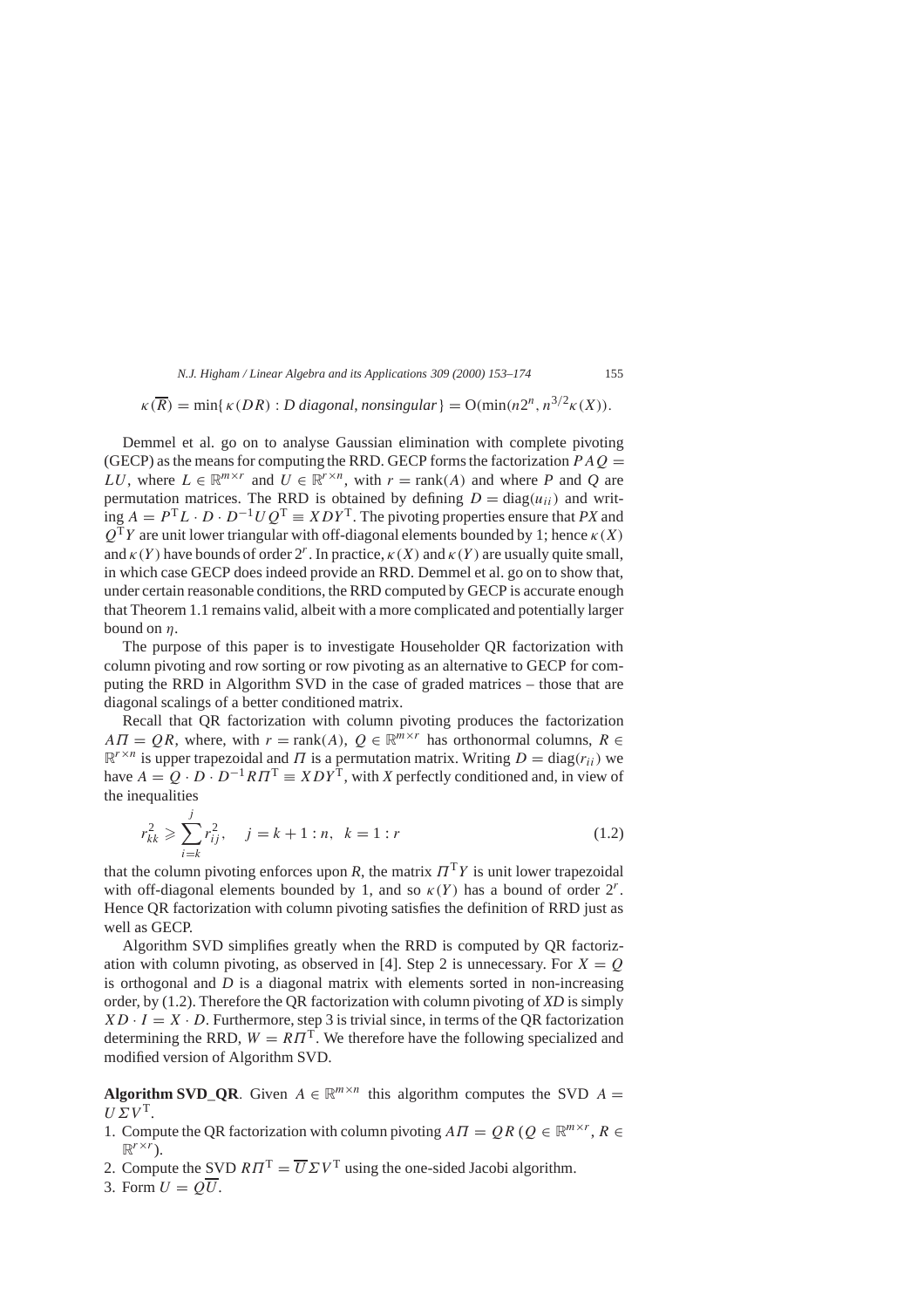$$\kappa(\overline{R}) = \min\{\, \kappa(DR) : D \text{ diagonal, nonsingular} \} = \mathrm{O}(\min(n2^n, n^{3/2}\kappa(X)).$$

Demmel et al. go on to analyse Gaussian elimination with complete pivoting (GECP) as the means for computing the RRD. GECP forms the factorization $PAQ = LU$, where $L \in \mathbb{R}^{m\times r}$ and $U \in \mathbb{R}^{r\times n}$, with $r = \operatorname{rank}(A)$ and where $P$ and $Q$ are permutation matrices. The RRD is obtained by defining $D = \operatorname{diag}(u_{ii})$ and writing $A = P^{\mathrm{T}}L \cdot D \cdot D^{-1}UQ^{\mathrm{T}} \equiv XDY^{\mathrm{T}}$. The pivoting properties ensure that $PX$ and $Q^{\mathrm{T}}Y$ are unit lower triangular with off-diagonal elements bounded by 1; hence $\kappa(X)$ and $\kappa(Y)$ have bounds of order $2^r$. In practice, $\kappa(X)$ and $\kappa(Y)$ are usually quite small, in which case GECP does indeed provide an RRD. Demmel et al. go on to show that, under certain reasonable conditions, the RRD computed by GECP is accurate enough that Theorem 1.1 remains valid, albeit with a more complicated and potentially larger bound on $\eta$.

The purpose of this paper is to investigate Householder QR factorization with column pivoting and row sorting or row pivoting as an alternative to GECP for computing the RRD in Algorithm SVD in the case of graded matrices – those that are diagonal scalings of a better conditioned matrix.

Recall that QR factorization with column pivoting produces the factorization $A\Pi = QR$, where, with $r = \operatorname{rank}(A)$, $Q \in \mathbb{R}^{m\times r}$ has orthonormal columns, $R \in \mathbb{R}^{r\times n}$ is upper trapezoidal and $\Pi$ is a permutation matrix. Writing $D = \operatorname{diag}(r_{ii})$ we have $A = Q \cdot D \cdot D^{-1}R\Pi^{\mathrm{T}} \equiv XDY^{\mathrm{T}}$, with $X$ perfectly conditioned and, in view of the inequalities

$$r_{kk}^2 \geqslant \sum_{i=k}^{j} r_{ij}^2, \quad j = k+1:n, \;\; k = 1:r \tag{1.2}$$

that the column pivoting enforces upon $R$, the matrix $\Pi^{\mathrm{T}}Y$ is unit lower trapezoidal with off-diagonal elements bounded by 1, and so $\kappa(Y)$ has a bound of order $2^r$. Hence QR factorization with column pivoting satisfies the definition of RRD just as well as GECP.

Algorithm SVD simplifies greatly when the RRD is computed by QR factorization with column pivoting, as observed in [4]. Step 2 is unnecessary. For $X = Q$ is orthogonal and $D$ is a diagonal matrix with elements sorted in non-increasing order, by (1.2). Therefore the QR factorization with column pivoting of $XD$ is simply $XD \cdot I = X \cdot D$. Furthermore, step 3 is trivial since, in terms of the QR factorization determining the RRD, $W = R\Pi^{\mathrm{T}}$. We therefore have the following specialized and modified version of Algorithm SVD.

**Algorithm SVD_QR**. Given $A \in \mathbb{R}^{m\times n}$ this algorithm computes the SVD $A = U\Sigma V^{\mathrm{T}}$.

1. Compute the QR factorization with column pivoting $A\Pi = QR$ ($Q \in \mathbb{R}^{m\times r}$, $R \in \mathbb{R}^{r\times r}$).
2. Compute the SVD $R\Pi^{\mathrm{T}} = \overline{U}\Sigma V^{\mathrm{T}}$ using the one-sided Jacobi algorithm.
3. Form $U = Q\overline{U}$.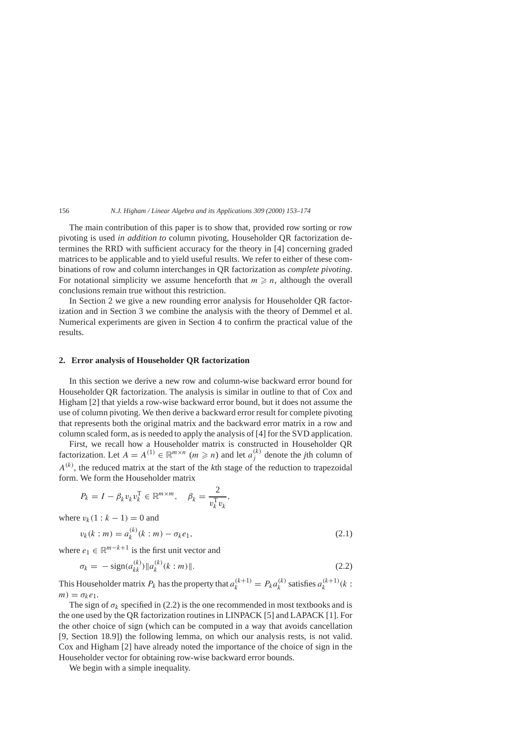The main contribution of this paper is to show that, provided row sorting or row pivoting is used *in addition to* column pivoting, Householder QR factorization determines the RRD with sufficient accuracy for the theory in [4] concerning graded matrices to be applicable and to yield useful results. We refer to either of these combinations of row and column interchanges in QR factorization as *complete pivoting*. For notational simplicity we assume henceforth that $m \geqslant n$, although the overall conclusions remain true without this restriction.

In Section 2 we give a new rounding error analysis for Householder QR factorization and in Section 3 we combine the analysis with the theory of Demmel et al. Numerical experiments are given in Section 4 to confirm the practical value of the results.

## 2. Error analysis of Householder QR factorization

In this section we derive a new row and column-wise backward error bound for Householder QR factorization. The analysis is similar in outline to that of Cox and Higham [2] that yields a row-wise backward error bound, but it does not assume the use of column pivoting. We then derive a backward error result for complete pivoting that represents both the original matrix and the backward error matrix in a row and column scaled form, as is needed to apply the analysis of [4] for the SVD application.

First, we recall how a Householder matrix is constructed in Householder QR factorization. Let $A = A^{(1)} \in \mathbb{R}^{m \times n}$ $(m \geqslant n)$ and let $a_j^{(k)}$ denote the $j$th column of $A^{(k)}$, the reduced matrix at the start of the $k$th stage of the reduction to trapezoidal form. We form the Householder matrix

$$P_k = I - \beta_k v_k v_k^{\mathrm{T}} \in \mathbb{R}^{m \times m}, \quad \beta_k = \frac{2}{v_k^{\mathrm{T}} v_k},$$

where $v_k(1 : k-1) = 0$ and

$$v_k(k : m) = a_k^{(k)}(k : m) - \sigma_k e_1, \tag{2.1}$$

where $e_1 \in \mathbb{R}^{m-k+1}$ is the first unit vector and

$$\sigma_k = -\operatorname{sign}(a_{kk}^{(k)}) \|a_k^{(k)}(k : m)\|. \tag{2.2}$$

This Householder matrix $P_k$ has the property that $a_k^{(k+1)} = P_k a_k^{(k)}$ satisfies $a_k^{(k+1)}(k : m) = \sigma_k e_1$.

The sign of $\sigma_k$ specified in (2.2) is the one recommended in most textbooks and is the one used by the QR factorization routines in LINPACK [5] and LAPACK [1]. For the other choice of sign (which can be computed in a way that avoids cancellation [9, Section 18.9]) the following lemma, on which our analysis rests, is not valid. Cox and Higham [2] have already noted the importance of the choice of sign in the Householder vector for obtaining row-wise backward error bounds.

We begin with a simple inequality.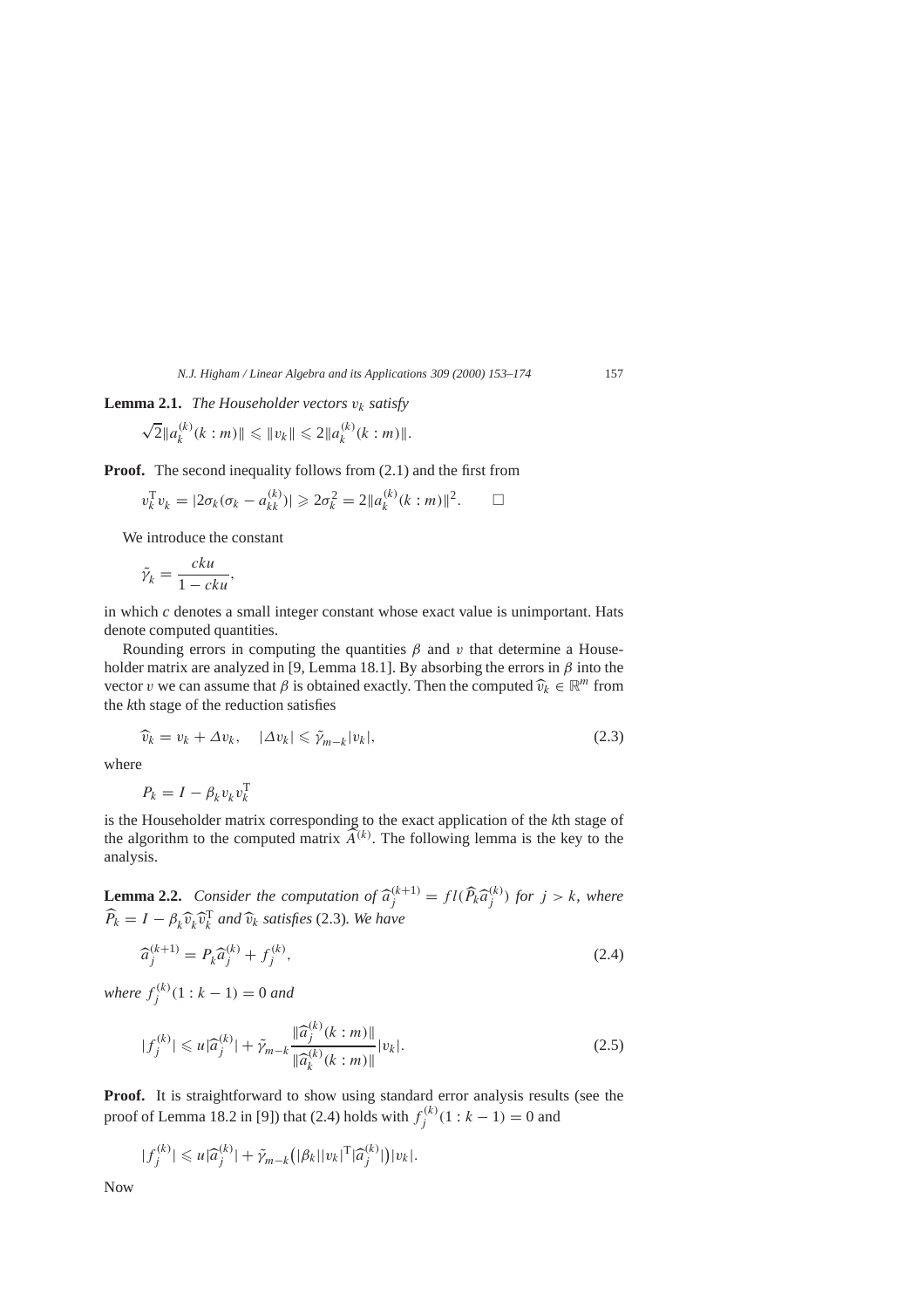**Lemma 2.1.** *The Householder vectors $v_k$ satisfy*

$$\sqrt{2}\|a_k^{(k)}(k:m)\| \leqslant \|v_k\| \leqslant 2\|a_k^{(k)}(k:m)\|.$$

**Proof.** The second inequality follows from (2.1) and the first from

$$v_k^{\mathrm{T}} v_k = |2\sigma_k(\sigma_k - a_{kk}^{(k)})| \geqslant 2\sigma_k^2 = 2\|a_k^{(k)}(k:m)\|^2. \qquad \square$$

We introduce the constant

$$\tilde{\gamma}_k = \frac{cku}{1 - cku},$$

in which $c$ denotes a small integer constant whose exact value is unimportant. Hats denote computed quantities.

Rounding errors in computing the quantities $\beta$ and $v$ that determine a Householder matrix are analyzed in [9, Lemma 18.1]. By absorbing the errors in $\beta$ into the vector $v$ we can assume that $\beta$ is obtained exactly. Then the computed $\widehat{v}_k \in \mathbb{R}^m$ from the $k$th stage of the reduction satisfies

$$\widehat{v}_k = v_k + \Delta v_k, \quad |\Delta v_k| \leqslant \tilde{\gamma}_{m-k}|v_k|, \tag{2.3}$$

where

$$P_k = I - \beta_k v_k v_k^{\mathrm{T}}$$

is the Householder matrix corresponding to the exact application of the $k$th stage of the algorithm to the computed matrix $\widehat{A}^{(k)}$. The following lemma is the key to the analysis.

**Lemma 2.2.** *Consider the computation of $\widehat{a}_j^{(k+1)} = fl(\widehat{P}_k \widehat{a}_j^{(k)})$ for $j > k$, where $\widehat{P}_k = I - \beta_k \widehat{v}_k \widehat{v}_k^{\mathrm{T}}$ and $\widehat{v}_k$ satisfies* (2.3)*. We have*

$$\widehat{a}_j^{(k+1)} = P_k \widehat{a}_j^{(k)} + f_j^{(k)}, \tag{2.4}$$

*where $f_j^{(k)}(1:k-1) = 0$ and*

$$|f_j^{(k)}| \leqslant u|\widehat{a}_j^{(k)}| + \tilde{\gamma}_{m-k} \frac{\|\widehat{a}_j^{(k)}(k:m)\|}{\|\widehat{a}_k^{(k)}(k:m)\|}|v_k|. \tag{2.5}$$

**Proof.** It is straightforward to show using standard error analysis results (see the proof of Lemma 18.2 in [9]) that (2.4) holds with $f_j^{(k)}(1:k-1) = 0$ and

$$|f_j^{(k)}| \leqslant u|\widehat{a}_j^{(k)}| + \tilde{\gamma}_{m-k}\big(|\beta_k||v_k|^{\mathrm{T}}|\widehat{a}_j^{(k)}|\big)|v_k|.$$

Now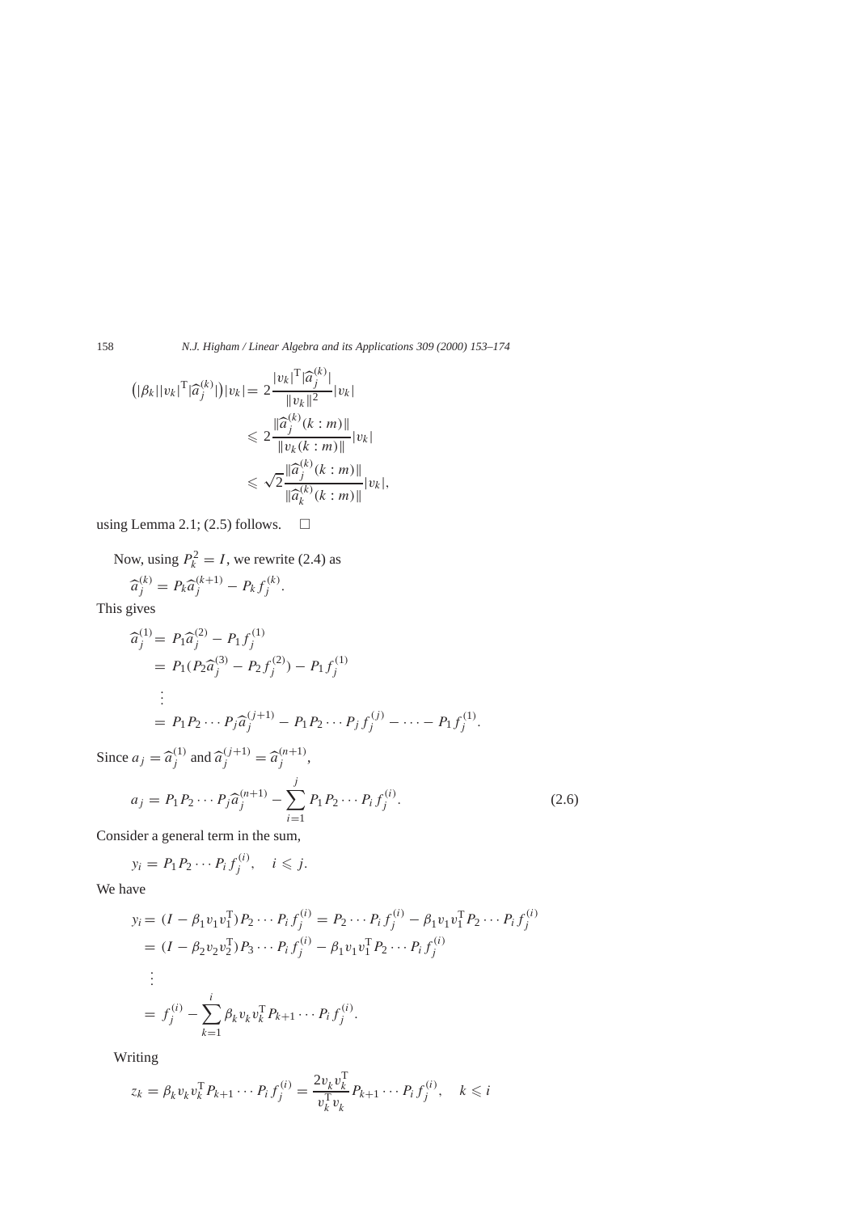$$
\begin{aligned}
\big(|\beta_k||v_k|^{\mathrm{T}}|\widehat{a}_j^{(k)}|\big)|v_k| &= 2\frac{|v_k|^{\mathrm{T}}|\widehat{a}_j^{(k)}|}{\|v_k\|^2}|v_k| \\
&\leqslant 2\frac{\|\widehat{a}_j^{(k)}(k:m)\|}{\|v_k(k:m)\|}|v_k| \\
&\leqslant \sqrt{2}\frac{\|\widehat{a}_j^{(k)}(k:m)\|}{\|\widehat{a}_k^{(k)}(k:m)\|}|v_k|,
\end{aligned}
$$

using Lemma 2.1; (2.5) follows. $\square$

Now, using $P_k^2 = I$, we rewrite (2.4) as

$$
\widehat{a}_j^{(k)} = P_k\widehat{a}_j^{(k+1)} - P_k f_j^{(k)}.
$$

This gives

$$
\begin{aligned}
\widehat{a}_j^{(1)} &= P_1\widehat{a}_j^{(2)} - P_1 f_j^{(1)} \\
&= P_1(P_2\widehat{a}_j^{(3)} - P_2 f_j^{(2)}) - P_1 f_j^{(1)} \\
&\;\;\vdots \\
&= P_1 P_2 \cdots P_j \widehat{a}_j^{(j+1)} - P_1 P_2 \cdots P_j f_j^{(j)} - \cdots - P_1 f_j^{(1)}.
\end{aligned}
$$

Since $a_j = \widehat{a}_j^{(1)}$ and $\widehat{a}_j^{(j+1)} = \widehat{a}_j^{(n+1)}$,

$$
a_j = P_1 P_2 \cdots P_j \widehat{a}_j^{(n+1)} - \sum_{i=1}^{j} P_1 P_2 \cdots P_i f_j^{(i)}. \tag{2.6}
$$

Consider a general term in the sum,

$$
y_i = P_1 P_2 \cdots P_i f_j^{(i)}, \quad i \leqslant j.
$$

We have

$$
\begin{aligned}
y_i &= (I - \beta_1 v_1 v_1^{\mathrm{T}}) P_2 \cdots P_i f_j^{(i)} = P_2 \cdots P_i f_j^{(i)} - \beta_1 v_1 v_1^{\mathrm{T}} P_2 \cdots P_i f_j^{(i)} \\
&= (I - \beta_2 v_2 v_2^{\mathrm{T}}) P_3 \cdots P_i f_j^{(i)} - \beta_1 v_1 v_1^{\mathrm{T}} P_2 \cdots P_i f_j^{(i)} \\
&\;\;\vdots \\
&= f_j^{(i)} - \sum_{k=1}^{i} \beta_k v_k v_k^{\mathrm{T}} P_{k+1} \cdots P_i f_j^{(i)}.
\end{aligned}
$$

Writing

$$
z_k = \beta_k v_k v_k^{\mathrm{T}} P_{k+1} \cdots P_i f_j^{(i)} = \frac{2 v_k v_k^{\mathrm{T}}}{v_k^{\mathrm{T}} v_k} P_{k+1} \cdots P_i f_j^{(i)}, \quad k \leqslant i
$$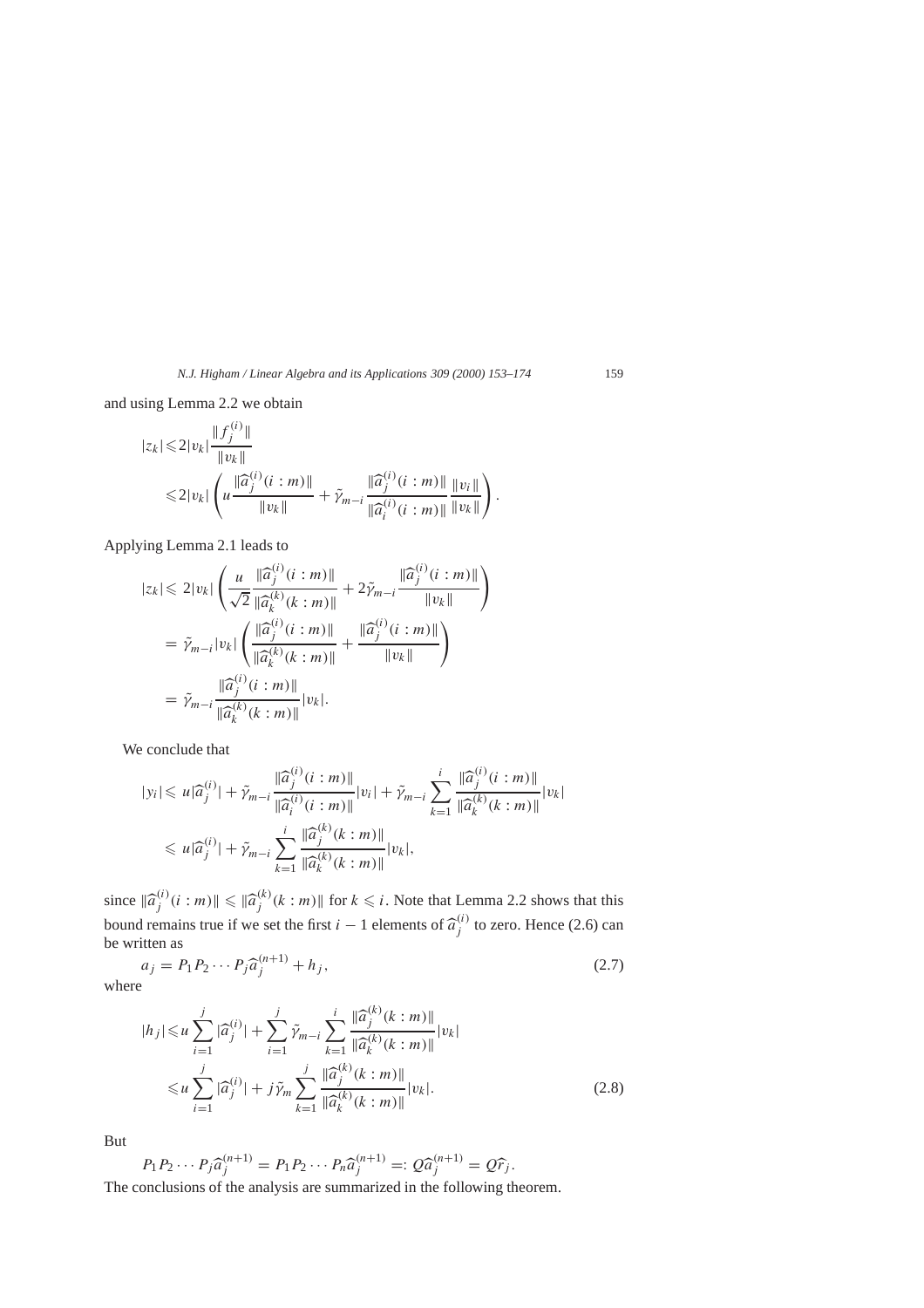and using Lemma 2.2 we obtain

$$
\begin{aligned}
|z_k| &\leqslant 2|v_k| \frac{\|f_j^{(i)}\|}{\|v_k\|} \\
&\leqslant 2|v_k| \left( u \frac{\|\widehat{a}_j^{(i)}(i:m)\|}{\|v_k\|} + \tilde{\gamma}_{m-i} \frac{\|\widehat{a}_j^{(i)}(i:m)\|}{\|\widehat{a}_i^{(i)}(i:m)\|} \frac{\|v_i\|}{\|v_k\|} \right).
\end{aligned}
$$

Applying Lemma 2.1 leads to

$$
\begin{aligned}
|z_k| &\leqslant 2|v_k| \left( \frac{u}{\sqrt{2}} \frac{\|\widehat{a}_j^{(i)}(i:m)\|}{\|\widehat{a}_k^{(k)}(k:m)\|} + 2\tilde{\gamma}_{m-i} \frac{\|\widehat{a}_j^{(i)}(i:m)\|}{\|v_k\|} \right) \\
&= \tilde{\gamma}_{m-i} |v_k| \left( \frac{\|\widehat{a}_j^{(i)}(i:m)\|}{\|\widehat{a}_k^{(k)}(k:m)\|} + \frac{\|\widehat{a}_j^{(i)}(i:m)\|}{\|v_k\|} \right) \\
&= \tilde{\gamma}_{m-i} \frac{\|\widehat{a}_j^{(i)}(i:m)\|}{\|\widehat{a}_k^{(k)}(k:m)\|} |v_k|.
\end{aligned}
$$

We conclude that

$$
\begin{aligned}
|y_i| &\leqslant u|\widehat{a}_j^{(i)}| + \tilde{\gamma}_{m-i} \frac{\|\widehat{a}_j^{(i)}(i:m)\|}{\|\widehat{a}_i^{(i)}(i:m)\|} |v_i| + \tilde{\gamma}_{m-i} \sum_{k=1}^{i} \frac{\|\widehat{a}_j^{(i)}(i:m)\|}{\|\widehat{a}_k^{(k)}(k:m)\|} |v_k| \\
&\leqslant u|\widehat{a}_j^{(i)}| + \tilde{\gamma}_{m-i} \sum_{k=1}^{i} \frac{\|\widehat{a}_j^{(k)}(k:m)\|}{\|\widehat{a}_k^{(k)}(k:m)\|} |v_k|,
\end{aligned}
$$

since $\|\widehat{a}_j^{(i)}(i:m)\| \leqslant \|\widehat{a}_j^{(k)}(k:m)\|$ for $k \leqslant i$. Note that Lemma 2.2 shows that this bound remains true if we set the first $i-1$ elements of $\widehat{a}_j^{(i)}$ to zero. Hence (2.6) can be written as

$$
a_j = P_1 P_2 \cdots P_j \widehat{a}_j^{(n+1)} + h_j, \tag{2.7}
$$

where

$$
\begin{aligned}
|h_j| &\leqslant u \sum_{i=1}^{j} |\widehat{a}_j^{(i)}| + \sum_{i=1}^{j} \tilde{\gamma}_{m-i} \sum_{k=1}^{i} \frac{\|\widehat{a}_j^{(k)}(k:m)\|}{\|\widehat{a}_k^{(k)}(k:m)\|} |v_k| \\
&\leqslant u \sum_{i=1}^{j} |\widehat{a}_j^{(i)}| + j\tilde{\gamma}_m \sum_{k=1}^{j} \frac{\|\widehat{a}_j^{(k)}(k:m)\|}{\|\widehat{a}_k^{(k)}(k:m)\|} |v_k|.
\end{aligned} \tag{2.8}
$$

But

$$
P_1 P_2 \cdots P_j \widehat{a}_j^{(n+1)} = P_1 P_2 \cdots P_n \widehat{a}_j^{(n+1)} =: Q \widehat{a}_j^{(n+1)} = Q \widehat{r}_j.
$$

The conclusions of the analysis are summarized in the following theorem.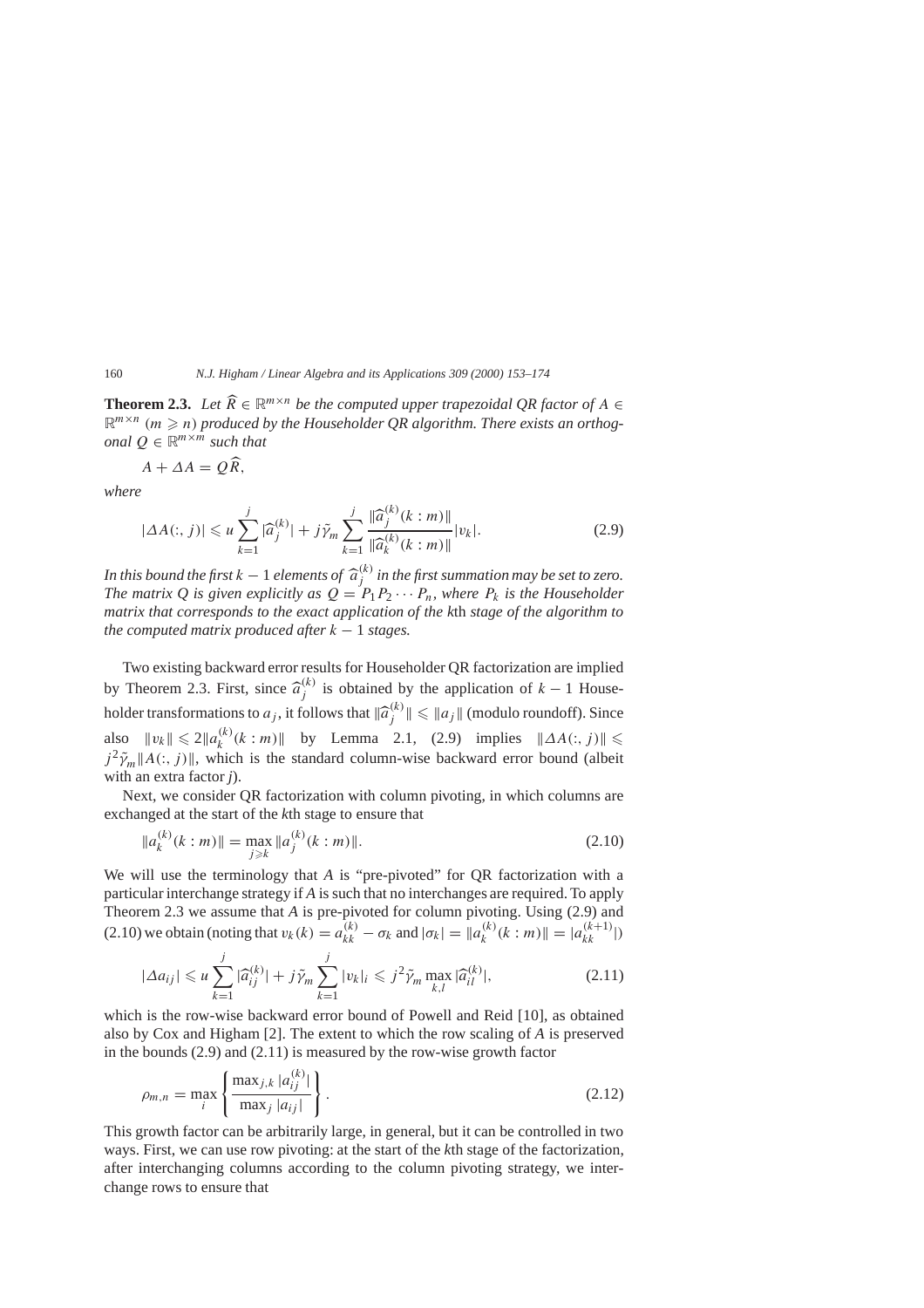**Theorem 2.3.** *Let $\widehat{R} \in \mathbb{R}^{m \times n}$ be the computed upper trapezoidal QR factor of $A \in \mathbb{R}^{m \times n}$ $(m \geqslant n)$ produced by the Householder QR algorithm. There exists an orthogonal $Q \in \mathbb{R}^{m \times m}$ such that*

$$A + \Delta A = Q\widehat{R},$$

*where*

$$|\Delta A(:, j)| \leqslant u \sum_{k=1}^{j} |\widehat{a}_j^{(k)}| + j\tilde{\gamma}_m \sum_{k=1}^{j} \frac{\|\widehat{a}_j^{(k)}(k:m)\|}{\|\widehat{a}_k^{(k)}(k:m)\|} |v_k|. \tag{2.9}$$

*In this bound the first $k-1$ elements of $\widehat{a}_j^{(k)}$ in the first summation may be set to zero. The matrix $Q$ is given explicitly as $Q = P_1 P_2 \cdots P_n$, where $P_k$ is the Householder matrix that corresponds to the exact application of the $k$th stage of the algorithm to the computed matrix produced after $k-1$ stages.*

Two existing backward error results for Householder QR factorization are implied by Theorem 2.3. First, since $\widehat{a}_j^{(k)}$ is obtained by the application of $k-1$ Householder transformations to $a_j$, it follows that $\|\widehat{a}_j^{(k)}\| \leqslant \|a_j\|$ (modulo roundoff). Since also $\|v_k\| \leqslant 2\|a_k^{(k)}(k:m)\|$ by Lemma 2.1, (2.9) implies $\|\Delta A(:, j)\| \leqslant j^2\tilde{\gamma}_m \|A(:, j)\|$, which is the standard column-wise backward error bound (albeit with an extra factor $j$).

Next, we consider QR factorization with column pivoting, in which columns are exchanged at the start of the $k$th stage to ensure that

$$\|a_k^{(k)}(k:m)\| = \max_{j \geqslant k} \|a_j^{(k)}(k:m)\|. \tag{2.10}$$

We will use the terminology that $A$ is "pre-pivoted" for QR factorization with a particular interchange strategy if $A$ is such that no interchanges are required. To apply Theorem 2.3 we assume that $A$ is pre-pivoted for column pivoting. Using (2.9) and (2.10) we obtain (noting that $v_k(k) = a_{kk}^{(k)} - \sigma_k$ and $|\sigma_k| = \|a_k^{(k)}(k:m)\| = |a_{kk}^{(k+1)}|$)

$$|\Delta a_{ij}| \leqslant u \sum_{k=1}^{j} |\widehat{a}_{ij}^{(k)}| + j\tilde{\gamma}_m \sum_{k=1}^{j} |v_k|_i \leqslant j^2\tilde{\gamma}_m \max_{k,l} |\widehat{a}_{il}^{(k)}|, \tag{2.11}$$

which is the row-wise backward error bound of Powell and Reid [10], as obtained also by Cox and Higham [2]. The extent to which the row scaling of $A$ is preserved in the bounds (2.9) and (2.11) is measured by the row-wise growth factor

$$\rho_{m,n} = \max_i \left\{ \frac{\max_{j,k} |a_{ij}^{(k)}|}{\max_j |a_{ij}|} \right\}. \tag{2.12}$$

This growth factor can be arbitrarily large, in general, but it can be controlled in two ways. First, we can use row pivoting: at the start of the $k$th stage of the factorization, after interchanging columns according to the column pivoting strategy, we interchange rows to ensure that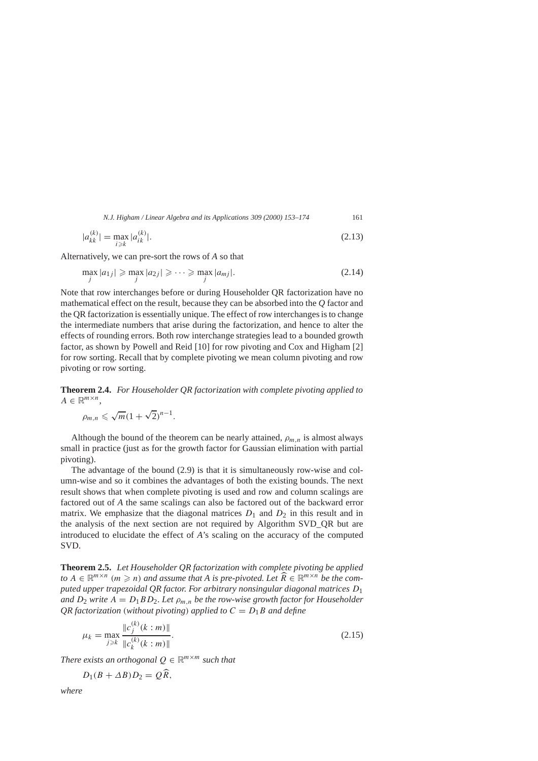$$|a_{kk}^{(k)}| = \max_{i \geqslant k} |a_{ik}^{(k)}|. \tag{2.13}$$

Alternatively, we can pre-sort the rows of $A$ so that

$$\max_j |a_{1j}| \geqslant \max_j |a_{2j}| \geqslant \cdots \geqslant \max_j |a_{mj}|. \tag{2.14}$$

Note that row interchanges before or during Householder QR factorization have no mathematical effect on the result, because they can be absorbed into the $Q$ factor and the QR factorization is essentially unique. The effect of row interchanges is to change the intermediate numbers that arise during the factorization, and hence to alter the effects of rounding errors. Both row interchange strategies lead to a bounded growth factor, as shown by Powell and Reid [10] for row pivoting and Cox and Higham [2] for row sorting. Recall that by complete pivoting we mean column pivoting and row pivoting or row sorting.

**Theorem 2.4.** *For Householder QR factorization with complete pivoting applied to $A \in \mathbb{R}^{m \times n}$,*

$$\rho_{m,n} \leqslant \sqrt{m}(1+\sqrt{2})^{n-1}.$$

Although the bound of the theorem can be nearly attained, $\rho_{m,n}$ is almost always small in practice (just as for the growth factor for Gaussian elimination with partial pivoting).

The advantage of the bound (2.9) is that it is simultaneously row-wise and column-wise and so it combines the advantages of both the existing bounds. The next result shows that when complete pivoting is used and row and column scalings are factored out of $A$ the same scalings can also be factored out of the backward error matrix. We emphasize that the diagonal matrices $D_1$ and $D_2$ in this result and in the analysis of the next section are not required by Algorithm SVD_QR but are introduced to elucidate the effect of $A$'s scaling on the accuracy of the computed SVD.

**Theorem 2.5.** *Let Householder QR factorization with complete pivoting be applied to $A \in \mathbb{R}^{m \times n}$ $(m \geqslant n)$ and assume that $A$ is pre-pivoted. Let $\widehat{R} \in \mathbb{R}^{m \times n}$ be the computed upper trapezoidal QR factor. For arbitrary nonsingular diagonal matrices $D_1$ and $D_2$ write $A = D_1 B D_2$. Let $\rho_{m,n}$ be the row-wise growth factor for Householder QR factorization* (*without pivoting*) *applied to $C = D_1 B$ and define*

$$\mu_k = \max_{j \geqslant k} \frac{\|c_j^{(k)}(k:m)\|}{\|c_k^{(k)}(k:m)\|}. \tag{2.15}$$

*There exists an orthogonal $Q \in \mathbb{R}^{m \times m}$ such that*

$$D_1(B + \Delta B)D_2 = Q\widehat{R},$$

*where*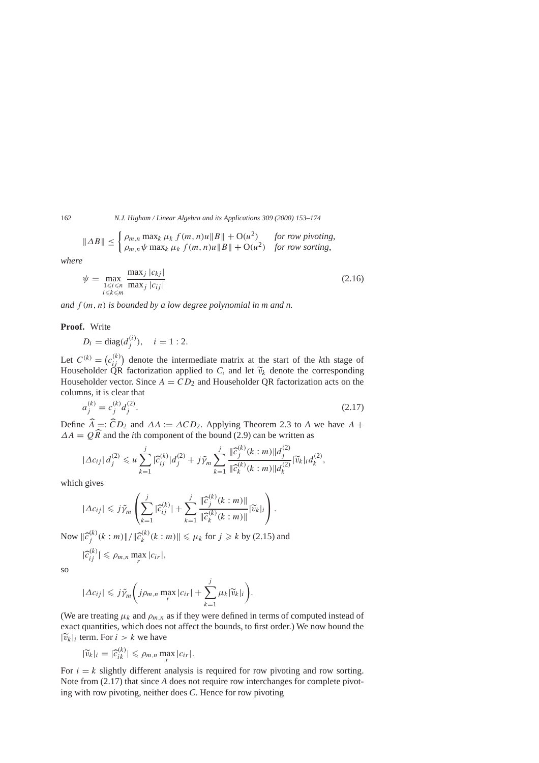$$\|\Delta B\| \le \begin{cases} \rho_{m,n} \max_k \mu_k\, f(m,n) u \|B\| + \mathrm{O}(u^2) & \textit{for row pivoting}, \\ \rho_{m,n} \psi \max_k \mu_k\, f(m,n) u \|B\| + \mathrm{O}(u^2) & \textit{for row sorting}, \end{cases}$$

*where*

$$\psi = \max_{\substack{1 \leqslant i \leqslant n \\ i \leqslant k \leqslant m}} \frac{\max_j |c_{kj}|}{\max_j |c_{ij}|} \tag{2.16}$$

*and $f(m,n)$ is bounded by a low degree polynomial in m and n.*

**Proof.** Write

$$D_i = \mathrm{diag}(d_j^{(i)}), \quad i = 1:2.$$

Let $C^{(k)} = \left(c_{ij}^{(k)}\right)$ denote the intermediate matrix at the start of the $k$th stage of Householder QR factorization applied to $C$, and let $\widetilde{v}_k$ denote the corresponding Householder vector. Since $A = CD_2$ and Householder QR factorization acts on the columns, it is clear that

$$a_j^{(k)} = c_j^{(k)} d_j^{(2)}. \tag{2.17}$$

Define $\widehat{A} =: \widehat{C} D_2$ and $\Delta A := \Delta C D_2$. Applying Theorem 2.3 to $A$ we have $A + \Delta A = Q\widehat{R}$ and the $i$th component of the bound (2.9) can be written as

$$|\Delta c_{ij}|\, d_j^{(2)} \leqslant u \sum_{k=1}^{j} |\widehat{c}_{ij}^{(k)}| d_j^{(2)} + j\tilde{\gamma}_m \sum_{k=1}^{j} \frac{\|\widehat{c}_j^{(k)}(k:m)\| d_j^{(2)}}{\|\widehat{c}_k^{(k)}(k:m)\| d_k^{(2)}} |\widetilde{v}_k|_i d_k^{(2)},$$

which gives

$$|\Delta c_{ij}| \leqslant j\tilde{\gamma}_m \left( \sum_{k=1}^{j} |\widehat{c}_{ij}^{(k)}| + \sum_{k=1}^{j} \frac{\|\widehat{c}_j^{(k)}(k:m)\|}{\|\widehat{c}_k^{(k)}(k:m)\|} |\widetilde{v}_k|_i \right).$$

Now $\|\widehat{c}_j^{(k)}(k:m)\| / \|\widehat{c}_k^{(k)}(k:m)\| \leqslant \mu_k$ for $j \geqslant k$ by (2.15) and

$$|\widehat{c}_{ij}^{(k)}| \leqslant \rho_{m,n} \max_r |c_{ir}|,$$

so

$$|\Delta c_{ij}| \leqslant j\tilde{\gamma}_m \left( j\rho_{m,n} \max_r |c_{ir}| + \sum_{k=1}^{j} \mu_k |\widetilde{v}_k|_i \right).$$

(We are treating $\mu_k$ and $\rho_{m,n}$ as if they were defined in terms of computed instead of exact quantities, which does not affect the bounds, to first order.) We now bound the $|\widetilde{v}_k|_i$ term. For $i > k$ we have

$$|\widetilde{v}_k|_i = |\widehat{c}_{ik}^{(k)}| \leqslant \rho_{m,n} \max_r |c_{ir}|.$$

For $i = k$ slightly different analysis is required for row pivoting and row sorting. Note from (2.17) that since $A$ does not require row interchanges for complete pivoting with row pivoting, neither does $C$. Hence for row pivoting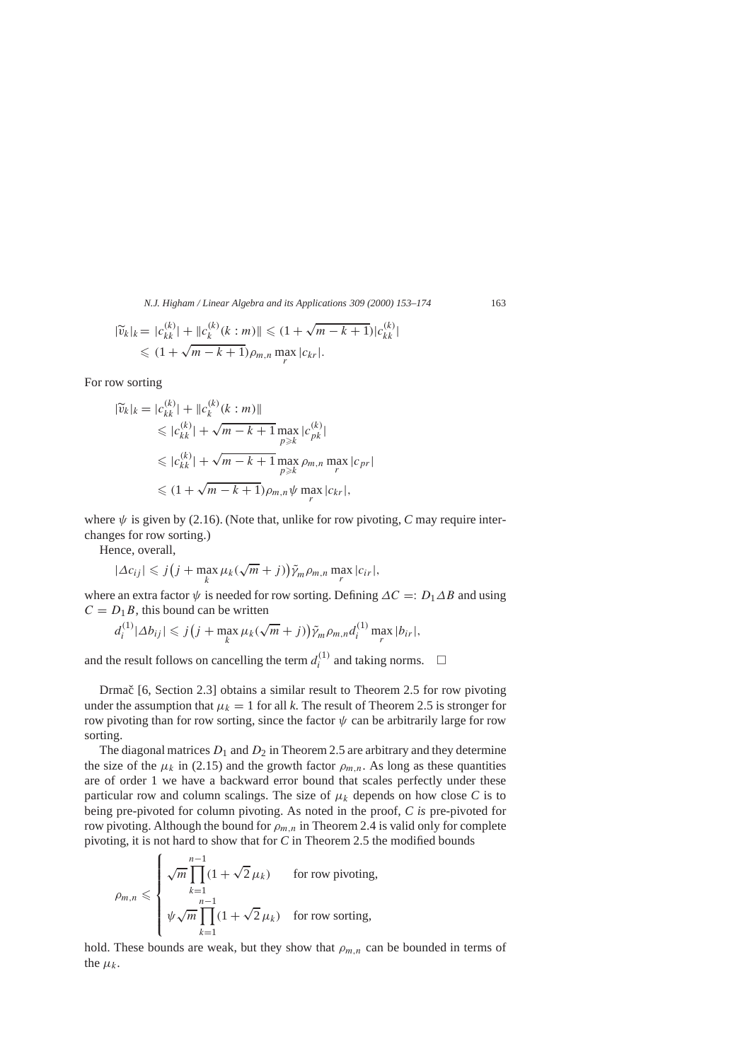$$
\begin{aligned}
|\widetilde{v}_k|_k &= |c_{kk}^{(k)}| + \|c_k^{(k)}(k:m)\| \leqslant (1+\sqrt{m-k+1})|c_{kk}^{(k)}| \\
&\leqslant (1+\sqrt{m-k+1})\rho_{m,n} \max_r |c_{kr}|.
\end{aligned}
$$

For row sorting

$$
\begin{aligned}
|\widetilde{v}_k|_k &= |c_{kk}^{(k)}| + \|c_k^{(k)}(k:m)\| \\
&\leqslant |c_{kk}^{(k)}| + \sqrt{m-k+1} \max_{p \geqslant k} |c_{pk}^{(k)}| \\
&\leqslant |c_{kk}^{(k)}| + \sqrt{m-k+1} \max_{p \geqslant k} \rho_{m,n} \max_r |c_{pr}| \\
&\leqslant (1+\sqrt{m-k+1})\rho_{m,n}\psi \max_r |c_{kr}|,
\end{aligned}
$$

where $\psi$ is given by (2.16). (Note that, unlike for row pivoting, $C$ may require interchanges for row sorting.)

Hence, overall,

$$
|\Delta c_{ij}| \leqslant j\big(j + \max_k \mu_k(\sqrt{m} + j)\big)\tilde{\gamma}_m \rho_{m,n} \max_r |c_{ir}|,
$$

where an extra factor $\psi$ is needed for row sorting. Defining $\Delta C =: D_1 \Delta B$ and using $C = D_1 B$, this bound can be written

$$
d_i^{(1)} |\Delta b_{ij}| \leqslant j\big(j + \max_k \mu_k(\sqrt{m} + j)\big)\tilde{\gamma}_m \rho_{m,n} d_i^{(1)} \max_r |b_{ir}|,
$$

and the result follows on cancelling the term $d_i^{(1)}$ and taking norms. $\square$

Drmač [6, Section 2.3] obtains a similar result to Theorem 2.5 for row pivoting under the assumption that $\mu_k = 1$ for all $k$. The result of Theorem 2.5 is stronger for row pivoting than for row sorting, since the factor $\psi$ can be arbitrarily large for row sorting.

The diagonal matrices $D_1$ and $D_2$ in Theorem 2.5 are arbitrary and they determine the size of the $\mu_k$ in (2.15) and the growth factor $\rho_{m,n}$. As long as these quantities are of order 1 we have a backward error bound that scales perfectly under these particular row and column scalings. The size of $\mu_k$ depends on how close $C$ is to being pre-pivoted for column pivoting. As noted in the proof, $C$ *is* pre-pivoted for row pivoting. Although the bound for $\rho_{m,n}$ in Theorem 2.4 is valid only for complete pivoting, it is not hard to show that for $C$ in Theorem 2.5 the modified bounds

$$
\rho_{m,n} \leqslant \begin{cases} \sqrt{m} \displaystyle\prod_{k=1}^{n-1} (1 + \sqrt{2}\,\mu_k) & \text{for row pivoting,} \\ \psi \sqrt{m} \displaystyle\prod_{k=1}^{n-1} (1 + \sqrt{2}\,\mu_k) & \text{for row sorting,} \end{cases}
$$

hold. These bounds are weak, but they show that $\rho_{m,n}$ can be bounded in terms of the $\mu_k$.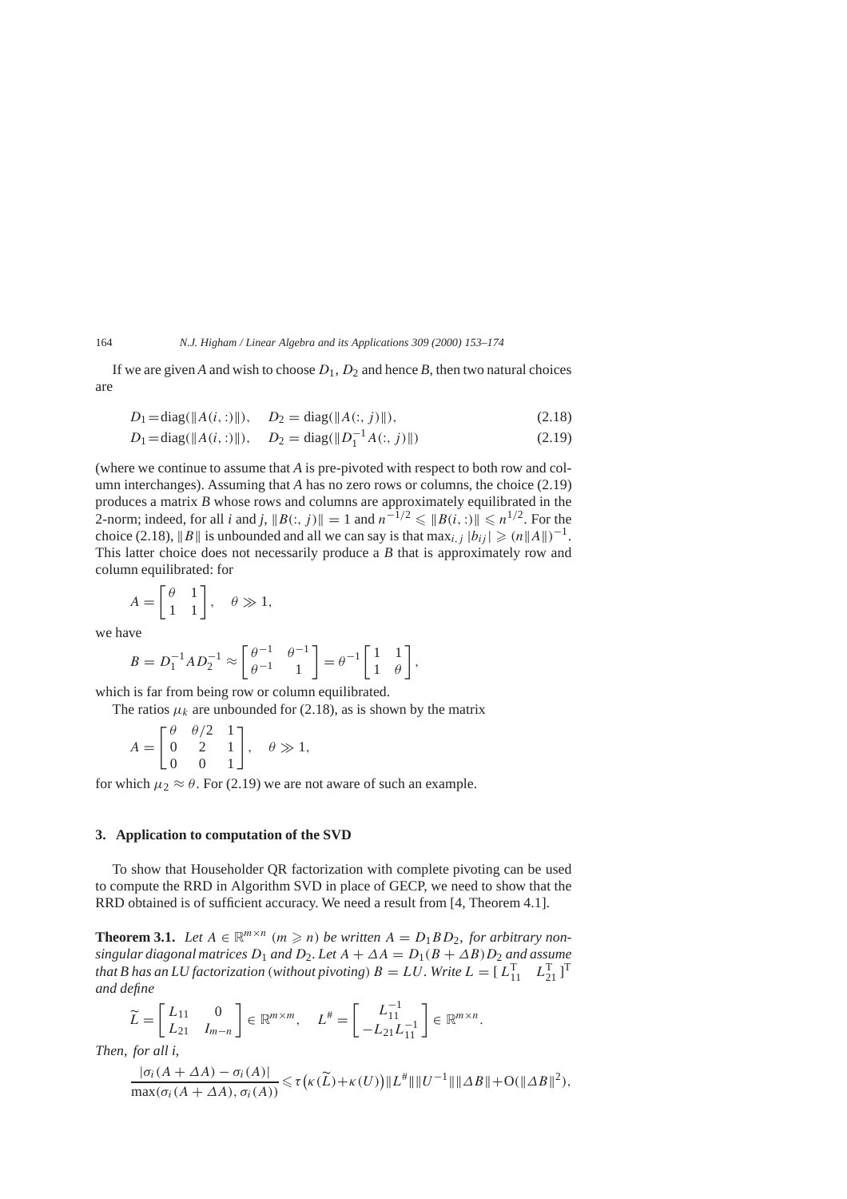If we are given $A$ and wish to choose $D_1$, $D_2$ and hence $B$, then two natural choices are

$$D_1 = \mathrm{diag}(\|A(i,:)\|), \quad D_2 = \mathrm{diag}(\|A(:,j)\|), \tag{2.18}$$

$$D_1 = \mathrm{diag}(\|A(i,:)\|), \quad D_2 = \mathrm{diag}(\|D_1^{-1}A(:,j)\|) \tag{2.19}$$

(where we continue to assume that $A$ is pre-pivoted with respect to both row and column interchanges). Assuming that $A$ has no zero rows or columns, the choice (2.19) produces a matrix $B$ whose rows and columns are approximately equilibrated in the 2-norm; indeed, for all $i$ and $j$, $\|B(:,j)\| = 1$ and $n^{-1/2} \leqslant \|B(i,:)\| \leqslant n^{1/2}$. For the choice (2.18), $\|B\|$ is unbounded and all we can say is that $\max_{i,j}|b_{ij}| \geqslant (n\|A\|)^{-1}$. This latter choice does not necessarily produce a $B$ that is approximately row and column equilibrated: for

$$A = \begin{bmatrix} \theta & 1 \\ 1 & 1 \end{bmatrix}, \quad \theta \gg 1,$$

we have

$$B = D_1^{-1}AD_2^{-1} \approx \begin{bmatrix} \theta^{-1} & \theta^{-1} \\ \theta^{-1} & 1 \end{bmatrix} = \theta^{-1}\begin{bmatrix} 1 & 1 \\ 1 & \theta \end{bmatrix},$$

which is far from being row or column equilibrated.

The ratios $\mu_k$ are unbounded for (2.18), as is shown by the matrix

$$A = \begin{bmatrix} \theta & \theta/2 & 1 \\ 0 & 2 & 1 \\ 0 & 0 & 1 \end{bmatrix}, \quad \theta \gg 1,$$

for which $\mu_2 \approx \theta$. For (2.19) we are not aware of such an example.

## 3. Application to computation of the SVD

To show that Householder QR factorization with complete pivoting can be used to compute the RRD in Algorithm SVD in place of GECP, we need to show that the RRD obtained is of sufficient accuracy. We need a result from [4, Theorem 4.1].

**Theorem 3.1.** *Let $A \in \mathbb{R}^{m\times n}$ $(m \geqslant n)$ be written $A = D_1BD_2$, for arbitrary nonsingular diagonal matrices $D_1$ and $D_2$. Let $A + \Delta A = D_1(B + \Delta B)D_2$ and assume that $B$ has an LU factorization (without pivoting) $B = LU$. Write $L = [\, L_{11}^{\mathrm{T}} \quad L_{21}^{\mathrm{T}} \,]^{\mathrm{T}}$ and define*

$$\widetilde{L} = \begin{bmatrix} L_{11} & 0 \\ L_{21} & I_{m-n} \end{bmatrix} \in \mathbb{R}^{m\times m}, \quad L^{\#} = \begin{bmatrix} L_{11}^{-1} \\ -L_{21}L_{11}^{-1} \end{bmatrix} \in \mathbb{R}^{m\times n}.$$

*Then, for all $i$,*

$$\frac{|\sigma_i(A+\Delta A) - \sigma_i(A)|}{\max(\sigma_i(A+\Delta A), \sigma_i(A))} \leqslant \tau\big(\kappa(\widetilde{L}) + \kappa(U)\big)\|L^{\#}\|\|U^{-1}\|\|\Delta B\| + \mathrm{O}(\|\Delta B\|^2),$$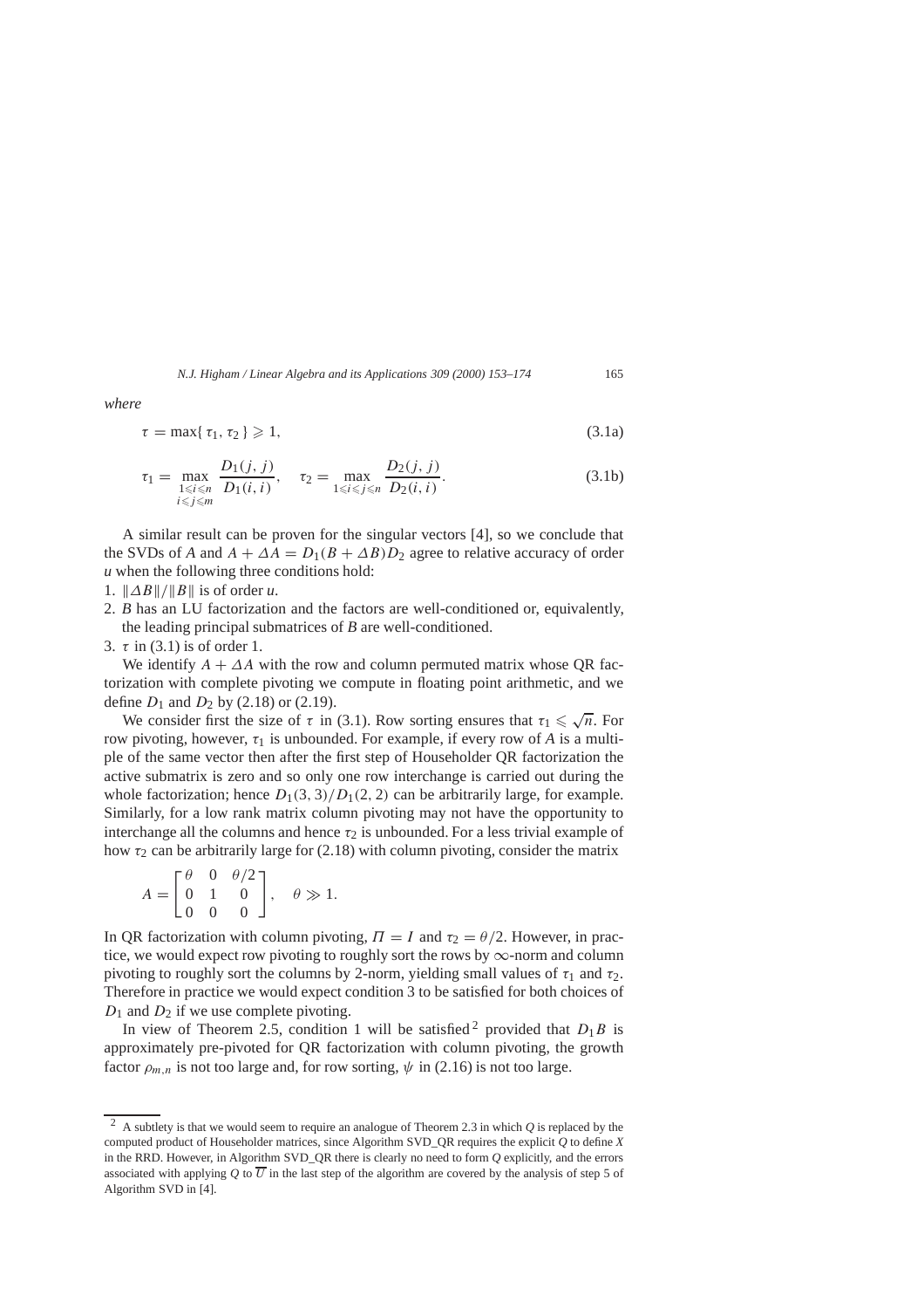*where*

$$\tau = \max\{\tau_1, \tau_2\} \geqslant 1, \tag{3.1a}$$

$$\tau_1 = \max_{\substack{1 \leqslant i \leqslant n \\ i \leqslant j \leqslant m}} \frac{D_1(j,j)}{D_1(i,i)}, \quad \tau_2 = \max_{1 \leqslant i \leqslant j \leqslant n} \frac{D_2(j,j)}{D_2(i,i)}. \tag{3.1b}$$

A similar result can be proven for the singular vectors [4], so we conclude that the SVDs of $A$ and $A + \Delta A = D_1(B + \Delta B)D_2$ agree to relative accuracy of order $u$ when the following three conditions hold:

1. $\|\Delta B\|/\|B\|$ is of order $u$.
2. $B$ has an LU factorization and the factors are well-conditioned or, equivalently, the leading principal submatrices of $B$ are well-conditioned.
3. $\tau$ in (3.1) is of order 1.

We identify $A + \Delta A$ with the row and column permuted matrix whose QR factorization with complete pivoting we compute in floating point arithmetic, and we define $D_1$ and $D_2$ by (2.18) or (2.19).

We consider first the size of $\tau$ in (3.1). Row sorting ensures that $\tau_1 \leqslant \sqrt{n}$. For row pivoting, however, $\tau_1$ is unbounded. For example, if every row of $A$ is a multiple of the same vector then after the first step of Householder QR factorization the active submatrix is zero and so only one row interchange is carried out during the whole factorization; hence $D_1(3,3)/D_1(2,2)$ can be arbitrarily large, for example. Similarly, for a low rank matrix column pivoting may not have the opportunity to interchange all the columns and hence $\tau_2$ is unbounded. For a less trivial example of how $\tau_2$ can be arbitrarily large for (2.18) with column pivoting, consider the matrix

$$A = \begin{bmatrix} \theta & 0 & \theta/2 \\ 0 & 1 & 0 \\ 0 & 0 & 0 \end{bmatrix}, \quad \theta \gg 1.$$

In QR factorization with column pivoting, $\Pi = I$ and $\tau_2 = \theta/2$. However, in practice, we would expect row pivoting to roughly sort the rows by $\infty$-norm and column pivoting to roughly sort the columns by 2-norm, yielding small values of $\tau_1$ and $\tau_2$. Therefore in practice we would expect condition 3 to be satisfied for both choices of $D_1$ and $D_2$ if we use complete pivoting.

In view of Theorem 2.5, condition 1 will be satisfied [2] provided that $D_1 B$ is approximately pre-pivoted for QR factorization with column pivoting, the growth factor $\rho_{m,n}$ is not too large and, for row sorting, $\psi$ in (2.16) is not too large.

---

[2] A subtlety is that we would seem to require an analogue of Theorem 2.3 in which $Q$ is replaced by the computed product of Householder matrices, since Algorithm SVD_QR requires the explicit $Q$ to define $X$ in the RRD. However, in Algorithm SVD_QR there is clearly no need to form $Q$ explicitly, and the errors associated with applying $Q$ to $\overline{U}$ in the last step of the algorithm are covered by the analysis of step 5 of Algorithm SVD in [4].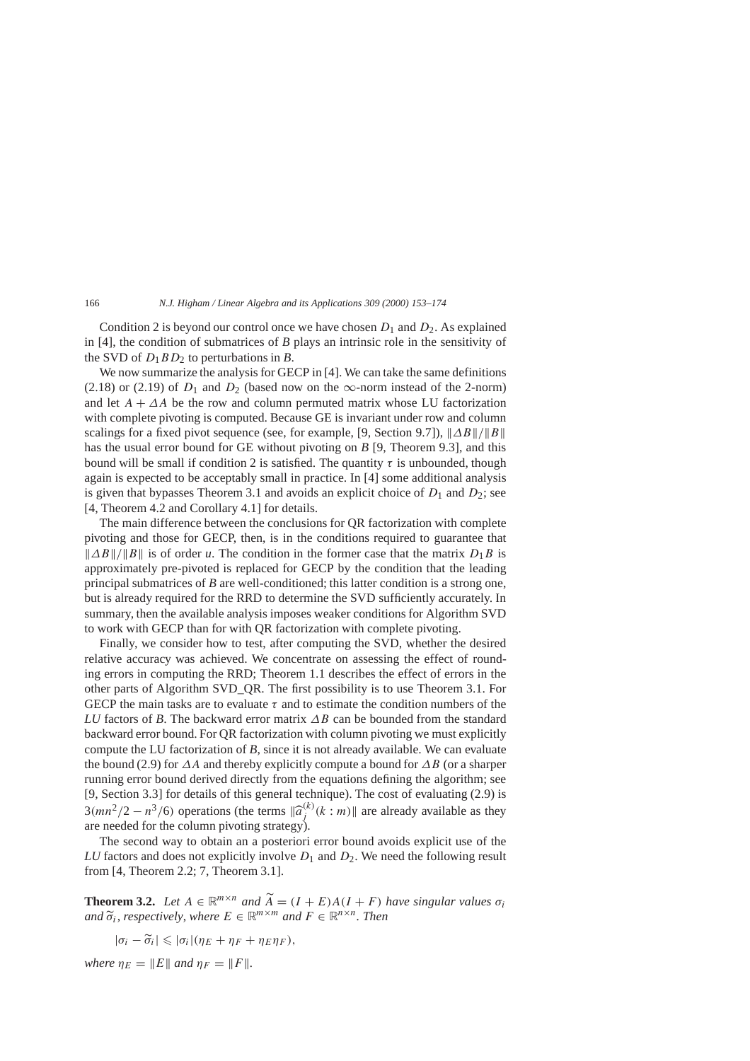Condition 2 is beyond our control once we have chosen $D_1$ and $D_2$. As explained in [4], the condition of submatrices of $B$ plays an intrinsic role in the sensitivity of the SVD of $D_1 B D_2$ to perturbations in $B$.

We now summarize the analysis for GECP in [4]. We can take the same definitions (2.18) or (2.19) of $D_1$ and $D_2$ (based now on the $\infty$-norm instead of the 2-norm) and let $A + \Delta A$ be the row and column permuted matrix whose LU factorization with complete pivoting is computed. Because GE is invariant under row and column scalings for a fixed pivot sequence (see, for example, [9, Section 9.7]), $\|\Delta B\|/\|B\|$ has the usual error bound for GE without pivoting on $B$ [9, Theorem 9.3], and this bound will be small if condition 2 is satisfied. The quantity $\tau$ is unbounded, though again is expected to be acceptably small in practice. In [4] some additional analysis is given that bypasses Theorem 3.1 and avoids an explicit choice of $D_1$ and $D_2$; see [4, Theorem 4.2 and Corollary 4.1] for details.

The main difference between the conclusions for QR factorization with complete pivoting and those for GECP, then, is in the conditions required to guarantee that $\|\Delta B\|/\|B\|$ is of order $u$. The condition in the former case that the matrix $D_1 B$ is approximately pre-pivoted is replaced for GECP by the condition that the leading principal submatrices of $B$ are well-conditioned; this latter condition is a strong one, but is already required for the RRD to determine the SVD sufficiently accurately. In summary, then the available analysis imposes weaker conditions for Algorithm SVD to work with GECP than for with QR factorization with complete pivoting.

Finally, we consider how to test, after computing the SVD, whether the desired relative accuracy was achieved. We concentrate on assessing the effect of rounding errors in computing the RRD; Theorem 1.1 describes the effect of errors in the other parts of Algorithm SVD_QR. The first possibility is to use Theorem 3.1. For GECP the main tasks are to evaluate $\tau$ and to estimate the condition numbers of the *LU* factors of $B$. The backward error matrix $\Delta B$ can be bounded from the standard backward error bound. For QR factorization with column pivoting we must explicitly compute the LU factorization of $B$, since it is not already available. We can evaluate the bound (2.9) for $\Delta A$ and thereby explicitly compute a bound for $\Delta B$ (or a sharper running error bound derived directly from the equations defining the algorithm; see [9, Section 3.3] for details of this general technique). The cost of evaluating (2.9) is $3(mn^2/2 - n^3/6)$ operations (the terms $\|\widehat{a}_j^{(k)}(k:m)\|$ are already available as they are needed for the column pivoting strategy).

The second way to obtain an a posteriori error bound avoids explicit use of the *LU* factors and does not explicitly involve $D_1$ and $D_2$. We need the following result from [4, Theorem 2.2; 7, Theorem 3.1].

**Theorem 3.2.** *Let* $A \in \mathbb{R}^{m\times n}$ *and* $\widetilde{A} = (I + E)A(I + F)$ *have singular values* $\sigma_i$ *and* $\widetilde{\sigma}_i$, *respectively, where* $E \in \mathbb{R}^{m\times m}$ *and* $F \in \mathbb{R}^{n\times n}$. *Then*

$$|\sigma_i - \widetilde{\sigma}_i| \leqslant |\sigma_i|(\eta_E + \eta_F + \eta_E\eta_F),$$

*where* $\eta_E = \|E\|$ *and* $\eta_F = \|F\|$.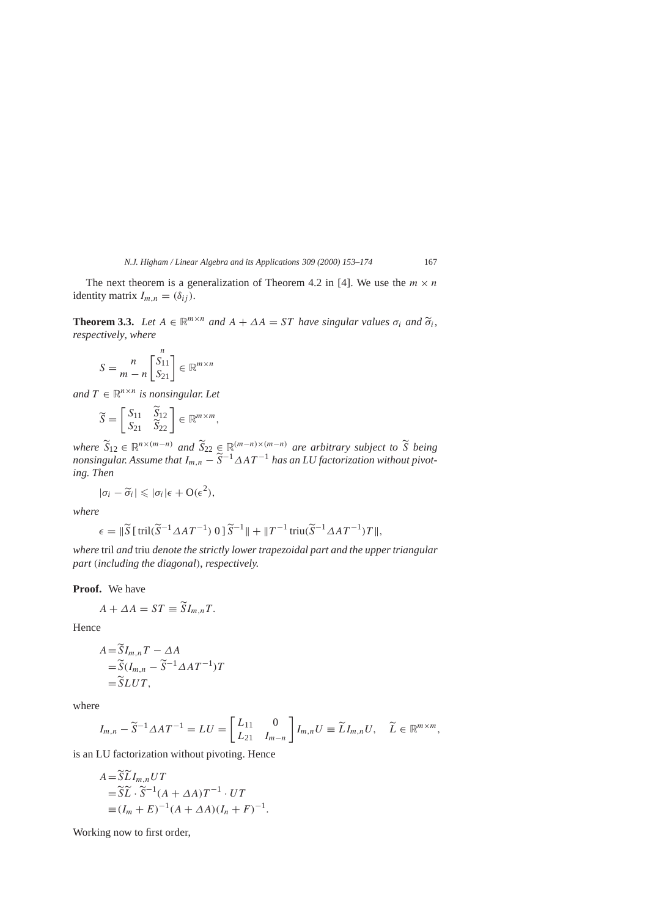The next theorem is a generalization of Theorem 4.2 in [4]. We use the $m \times n$ identity matrix $I_{m,n} = (\delta_{ij})$.

**Theorem 3.3.** *Let $A \in \mathbb{R}^{m\times n}$ and $A + \Delta A = ST$ have singular values $\sigma_i$ and $\widetilde{\sigma}_i$, respectively, where*

$$S = \begin{matrix} \\ n \\ m-n \end{matrix} \overset{\displaystyle n}{\begin{bmatrix} S_{11} \\ S_{21} \end{bmatrix}} \in \mathbb{R}^{m\times n}$$

*and $T \in \mathbb{R}^{n\times n}$ is nonsingular. Let*

$$\widetilde{S} = \begin{bmatrix} S_{11} & \widetilde{S}_{12} \\ S_{21} & \widetilde{S}_{22} \end{bmatrix} \in \mathbb{R}^{m\times m},$$

*where $\widetilde{S}_{12} \in \mathbb{R}^{n\times(m-n)}$ and $\widetilde{S}_{22} \in \mathbb{R}^{(m-n)\times(m-n)}$ are arbitrary subject to $\widetilde{S}$ being nonsingular. Assume that $I_{m,n} - \widetilde{S}^{-1}\Delta A T^{-1}$ has an LU factorization without pivoting. Then*

$$|\sigma_i - \widetilde{\sigma}_i| \leqslant |\sigma_i|\epsilon + \mathrm{O}(\epsilon^2),$$

*where*

$$\epsilon = \|\widetilde{S}\,[\,\mathrm{tril}(\widetilde{S}^{-1}\Delta A T^{-1})\ 0\,]\,\widetilde{S}^{-1}\| + \|T^{-1}\,\mathrm{triu}(\widetilde{S}^{-1}\Delta A T^{-1})T\|,$$

*where* tril *and* triu *denote the strictly lower trapezoidal part and the upper triangular part* (*including the diagonal*), *respectively.*

**Proof.** We have

$$A + \Delta A = ST \equiv \widetilde{S} I_{m,n} T.$$

Hence

$$\begin{aligned} A &= \widetilde{S} I_{m,n} T - \Delta A \\ &= \widetilde{S}(I_{m,n} - \widetilde{S}^{-1}\Delta A T^{-1})T \\ &= \widetilde{S} L U T, \end{aligned}$$

where

$$I_{m,n} - \widetilde{S}^{-1}\Delta A T^{-1} = LU = \begin{bmatrix} L_{11} & 0 \\ L_{21} & I_{m-n} \end{bmatrix} I_{m,n} U \equiv \widetilde{L} I_{m,n} U, \quad \widetilde{L} \in \mathbb{R}^{m\times m},$$

is an LU factorization without pivoting. Hence

$$\begin{aligned} A &= \widetilde{S}\widetilde{L} I_{m,n} U T \\ &= \widetilde{S}\widetilde{L} \cdot \widetilde{S}^{-1}(A + \Delta A)T^{-1} \cdot UT \\ &\equiv (I_m + E)^{-1}(A + \Delta A)(I_n + F)^{-1}. \end{aligned}$$

Working now to first order,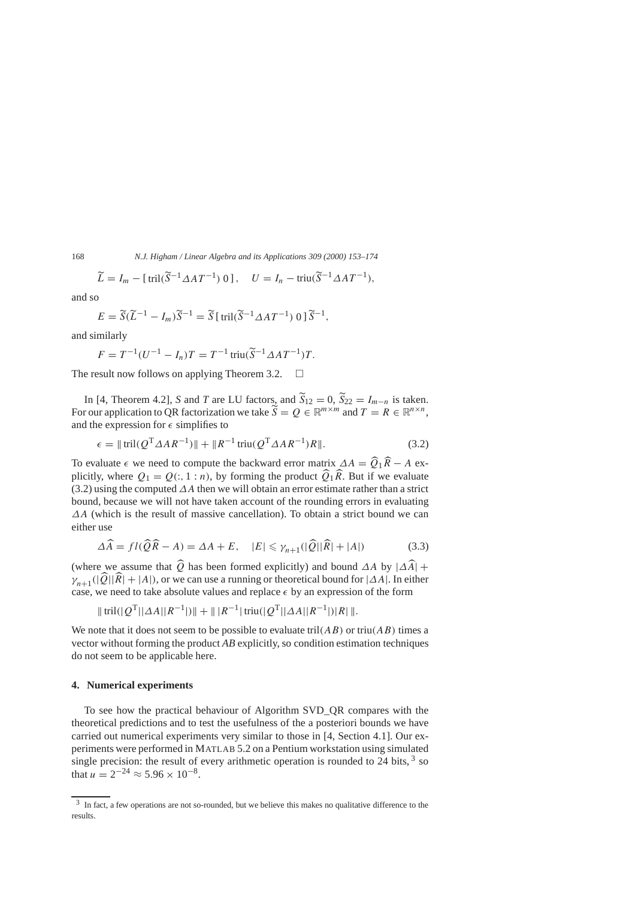$$\widetilde{L} = I_m - [\,\mathrm{tril}(\widetilde{S}^{-1}\Delta A T^{-1})\; 0\,], \quad U = I_n - \mathrm{triu}(\widetilde{S}^{-1}\Delta A T^{-1}),$$

and so

$$E = \widetilde{S}(\widetilde{L}^{-1} - I_m)\widetilde{S}^{-1} = \widetilde{S}\,[\,\mathrm{tril}(\widetilde{S}^{-1}\Delta A T^{-1})\; 0\,]\,\widetilde{S}^{-1},$$

and similarly

$$F = T^{-1}(U^{-1} - I_n)T = T^{-1}\,\mathrm{triu}(\widetilde{S}^{-1}\Delta A T^{-1})T.$$

The result now follows on applying Theorem 3.2. $\square$

In [4, Theorem 4.2], $S$ and $T$ are LU factors, and $\widetilde{S}_{12} = 0$, $\widetilde{S}_{22} = I_{m-n}$ is taken. For our application to QR factorization we take $\widetilde{S} = Q \in \mathbb{R}^{m\times m}$ and $T = R \in \mathbb{R}^{n\times n}$, and the expression for $\epsilon$ simplifies to

$$\epsilon = \|\,\mathrm{tril}(Q^{\mathrm{T}}\Delta A R^{-1})\| + \|R^{-1}\,\mathrm{triu}(Q^{\mathrm{T}}\Delta A R^{-1})R\|. \tag{3.2}$$

To evaluate $\epsilon$ we need to compute the backward error matrix $\Delta A = \widehat{Q}_1\widehat{R} - A$ explicitly, where $Q_1 = Q(:, 1:n)$, by forming the product $\widehat{Q}_1\widehat{R}$. But if we evaluate (3.2) using the computed $\Delta A$ then we will obtain an error estimate rather than a strict bound, because we will not have taken account of the rounding errors in evaluating $\Delta A$ (which is the result of massive cancellation). To obtain a strict bound we can either use

$$\Delta\widehat{A} = fl(\widehat{Q}\widehat{R} - A) = \Delta A + E, \quad |E| \leqslant \gamma_{n+1}(|\widehat{Q}||\widehat{R}| + |A|) \tag{3.3}$$

(where we assume that $\widehat{Q}$ has been formed explicitly) and bound $\Delta A$ by $|\Delta\widehat{A}| + \gamma_{n+1}(|\widehat{Q}||\widehat{R}| + |A|)$, or we can use a running or theoretical bound for $|\Delta A|$. In either case, we need to take absolute values and replace $\epsilon$ by an expression of the form

$$\|\,\mathrm{tril}(|Q^{\mathrm{T}}||\Delta A||R^{-1}|)\| + \|\,|R^{-1}|\,\mathrm{triu}(|Q^{\mathrm{T}}||\Delta A||R^{-1}|)|R|\,\|.$$

We note that it does not seem to be possible to evaluate $\mathrm{tril}(AB)$ or $\mathrm{triu}(AB)$ times a vector without forming the product $AB$ explicitly, so condition estimation techniques do not seem to be applicable here.

## 4. Numerical experiments

To see how the practical behaviour of Algorithm SVD_QR compares with the theoretical predictions and to test the usefulness of the a posteriori bounds we have carried out numerical experiments very similar to those in [4, Section 4.1]. Our experiments were performed in MATLAB 5.2 on a Pentium workstation using simulated single precision: the result of every arithmetic operation is rounded to 24 bits,[3] so that $u = 2^{-24} \approx 5.96 \times 10^{-8}$.

[3] In fact, a few operations are not so-rounded, but we believe this makes no qualitative difference to the results.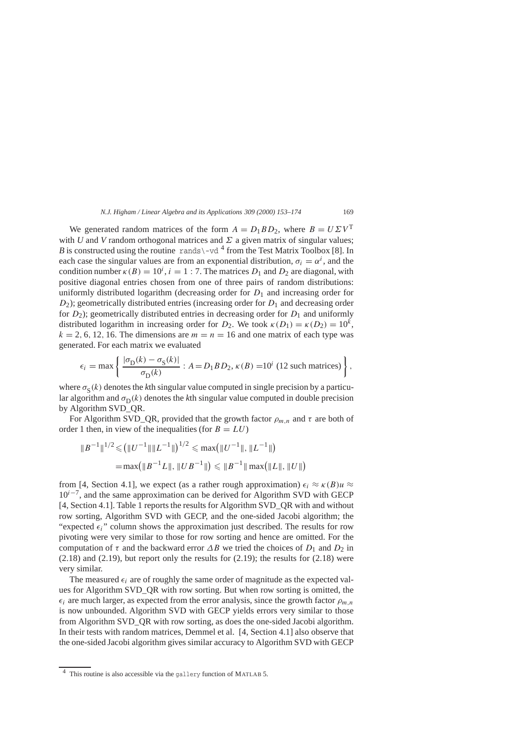We generated random matrices of the form $A = D_1 B D_2$, where $B = U \Sigma V^{\mathrm{T}}$ with $U$ and $V$ random orthogonal matrices and $\Sigma$ a given matrix of singular values; $B$ is constructed using the routine `rands\-vd` [4] from the Test Matrix Toolbox [8]. In each case the singular values are from an exponential distribution, $\sigma_i = \alpha^i$, and the condition number $\kappa(B) = 10^i$, $i = 1:7$. The matrices $D_1$ and $D_2$ are diagonal, with positive diagonal entries chosen from one of three pairs of random distributions: uniformly distributed logarithm (decreasing order for $D_1$ and increasing order for $D_2$); geometrically distributed entries (increasing order for $D_1$ and decreasing order for $D_2$); geometrically distributed entries in decreasing order for $D_1$ and uniformly distributed logarithm in increasing order for $D_2$. We took $\kappa(D_1) = \kappa(D_2) = 10^k$, $k = 2, 6, 12, 16$. The dimensions are $m = n = 16$ and one matrix of each type was generated. For each matrix we evaluated

$$\epsilon_i = \max\left\{ \frac{|\sigma_{\mathrm{D}}(k) - \sigma_{\mathrm{S}}(k)|}{\sigma_{\mathrm{D}}(k)} : A = D_1 B D_2, \kappa(B) = 10^i \text{ (12 such matrices)} \right\},$$

where $\sigma_{\mathrm{S}}(k)$ denotes the $k$th singular value computed in single precision by a particular algorithm and $\sigma_{\mathrm{D}}(k)$ denotes the $k$th singular value computed in double precision by Algorithm SVD_QR.

For Algorithm SVD_QR, provided that the growth factor $\rho_{m,n}$ and $\tau$ are both of order 1 then, in view of the inequalities (for $B = LU$)

$$\begin{aligned}\|B^{-1}\|^{1/2} &\leqslant \left(\|U^{-1}\|\|L^{-1}\|\right)^{1/2} \leqslant \max\left(\|U^{-1}\|, \|L^{-1}\|\right) \\ &= \max\left(\|B^{-1}L\|, \|UB^{-1}\|\right) \leqslant \|B^{-1}\| \max\left(\|L\|, \|U\|\right)\end{aligned}$$

from [4, Section 4.1], we expect (as a rather rough approximation) $\epsilon_i \approx \kappa(B)u \approx 10^{i-7}$, and the same approximation can be derived for Algorithm SVD with GECP [4, Section 4.1]. Table 1 reports the results for Algorithm SVD_QR with and without row sorting, Algorithm SVD with GECP, and the one-sided Jacobi algorithm; the "expected $\epsilon_i$" column shows the approximation just described. The results for row pivoting were very similar to those for row sorting and hence are omitted. For the computation of $\tau$ and the backward error $\Delta B$ we tried the choices of $D_1$ and $D_2$ in (2.18) and (2.19), but report only the results for (2.19); the results for (2.18) were very similar.

The measured $\epsilon_i$ are of roughly the same order of magnitude as the expected values for Algorithm SVD_QR with row sorting. But when row sorting is omitted, the $\epsilon_i$ are much larger, as expected from the error analysis, since the growth factor $\rho_{m,n}$ is now unbounded. Algorithm SVD with GECP yields errors very similar to those from Algorithm SVD_QR with row sorting, as does the one-sided Jacobi algorithm. In their tests with random matrices, Demmel et al. [4, Section 4.1] also observe that the one-sided Jacobi algorithm gives similar accuracy to Algorithm SVD with GECP

[4] This routine is also accessible via the `gallery` function of MATLAB 5.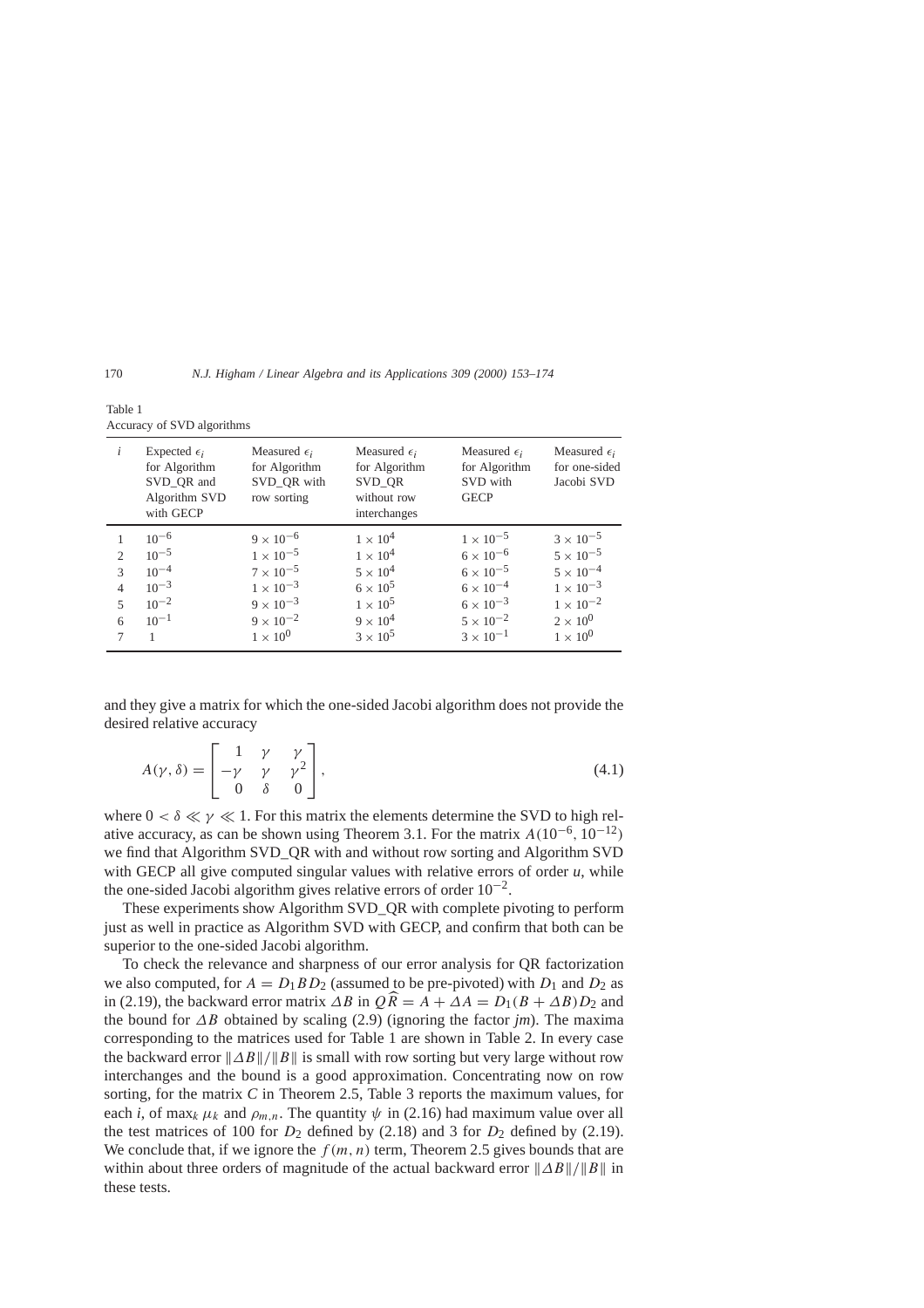Table 1
Accuracy of SVD algorithms

| $i$ | Expected $\epsilon_i$ for Algorithm SVD_QR and Algorithm SVD with GECP | Measured $\epsilon_i$ for Algorithm SVD_QR with row sorting | Measured $\epsilon_i$ for Algorithm SVD_QR without row interchanges | Measured $\epsilon_i$ for Algorithm SVD with GECP | Measured $\epsilon_i$ for one-sided Jacobi SVD |
|---|---|---|---|---|---|
| 1 | $10^{-6}$ | $9 \times 10^{-6}$ | $1 \times 10^{4}$ | $1 \times 10^{-5}$ | $3 \times 10^{-5}$ |
| 2 | $10^{-5}$ | $1 \times 10^{-5}$ | $1 \times 10^{4}$ | $6 \times 10^{-6}$ | $5 \times 10^{-5}$ |
| 3 | $10^{-4}$ | $7 \times 10^{-5}$ | $5 \times 10^{4}$ | $6 \times 10^{-5}$ | $5 \times 10^{-4}$ |
| 4 | $10^{-3}$ | $1 \times 10^{-3}$ | $6 \times 10^{5}$ | $6 \times 10^{-4}$ | $1 \times 10^{-3}$ |
| 5 | $10^{-2}$ | $9 \times 10^{-3}$ | $1 \times 10^{5}$ | $6 \times 10^{-3}$ | $1 \times 10^{-2}$ |
| 6 | $10^{-1}$ | $9 \times 10^{-2}$ | $9 \times 10^{4}$ | $5 \times 10^{-2}$ | $2 \times 10^{0}$ |
| 7 | 1 | $1 \times 10^{0}$ | $3 \times 10^{5}$ | $3 \times 10^{-1}$ | $1 \times 10^{0}$ |

and they give a matrix for which the one-sided Jacobi algorithm does not provide the desired relative accuracy

$$A(\gamma, \delta) = \begin{bmatrix} 1 & \gamma & \gamma \\ -\gamma & \gamma & \gamma^2 \\ 0 & \delta & 0 \end{bmatrix}, \tag{4.1}$$

where $0 < \delta \ll \gamma \ll 1$. For this matrix the elements determine the SVD to high relative accuracy, as can be shown using Theorem 3.1. For the matrix $A(10^{-6}, 10^{-12})$ we find that Algorithm SVD_QR with and without row sorting and Algorithm SVD with GECP all give computed singular values with relative errors of order $u$, while the one-sided Jacobi algorithm gives relative errors of order $10^{-2}$.

These experiments show Algorithm SVD_QR with complete pivoting to perform just as well in practice as Algorithm SVD with GECP, and confirm that both can be superior to the one-sided Jacobi algorithm.

To check the relevance and sharpness of our error analysis for QR factorization we also computed, for $A = D_1 B D_2$ (assumed to be pre-pivoted) with $D_1$ and $D_2$ as in (2.19), the backward error matrix $\Delta B$ in $Q\widehat{R} = A + \Delta A = D_1(B + \Delta B)D_2$ and the bound for $\Delta B$ obtained by scaling (2.9) (ignoring the factor $jm$). The maxima corresponding to the matrices used for Table 1 are shown in Table 2. In every case the backward error $\|\Delta B\|/\|B\|$ is small with row sorting but very large without row interchanges and the bound is a good approximation. Concentrating now on row sorting, for the matrix $C$ in Theorem 2.5, Table 3 reports the maximum values, for each $i$, of $\max_k \mu_k$ and $\rho_{m,n}$. The quantity $\psi$ in (2.16) had maximum value over all the test matrices of 100 for $D_2$ defined by (2.18) and 3 for $D_2$ defined by (2.19). We conclude that, if we ignore the $f(m, n)$ term, Theorem 2.5 gives bounds that are within about three orders of magnitude of the actual backward error $\|\Delta B\|/\|B\|$ in these tests.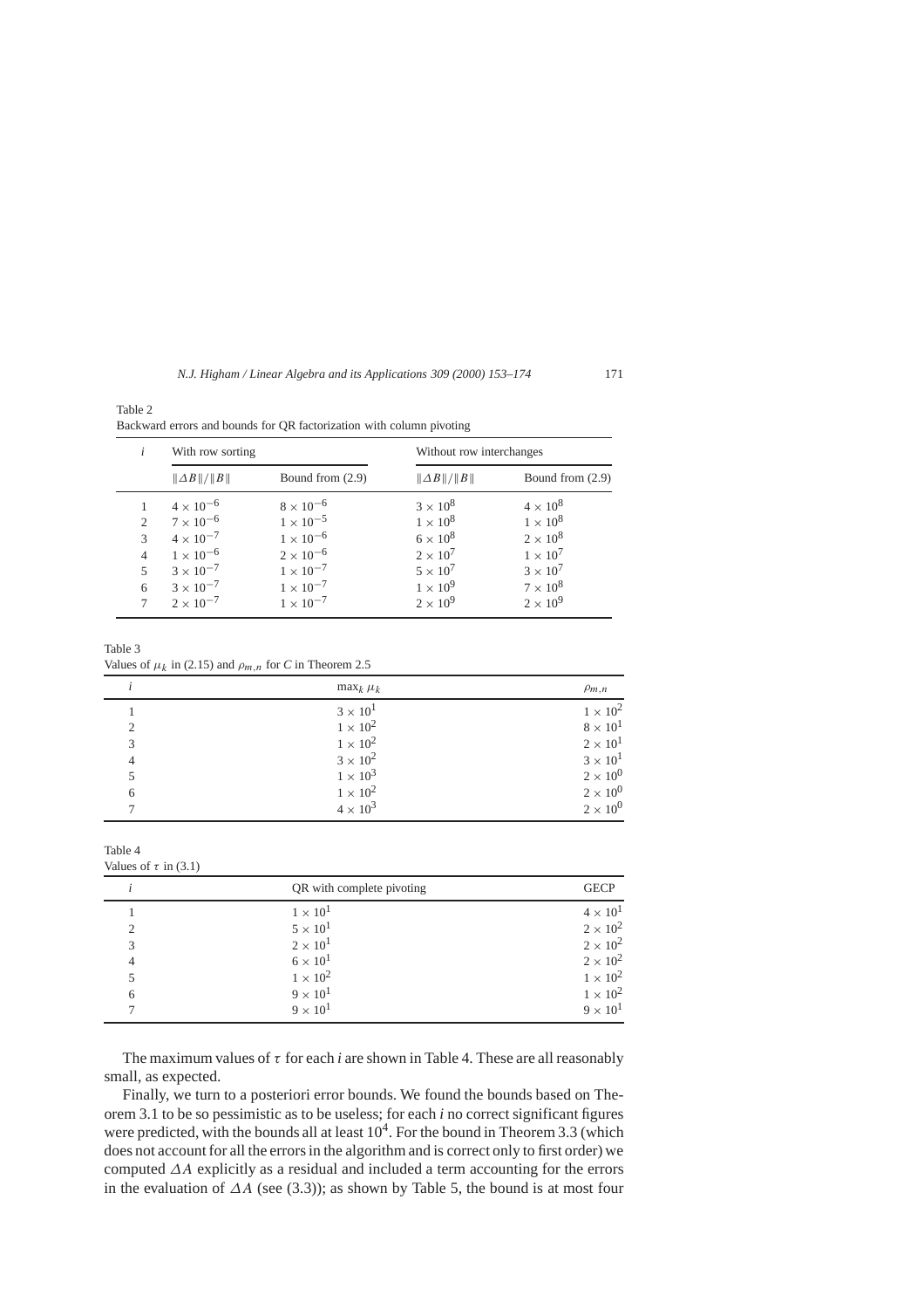Table 2
Backward errors and bounds for QR factorization with column pivoting

| $i$ | With row sorting | | Without row interchanges | |
|---|---|---|---|---|
| | $\|\Delta B\|/\|B\|$ | Bound from (2.9) | $\|\Delta B\|/\|B\|$ | Bound from (2.9) |
| 1 | $4\times10^{-6}$ | $8\times10^{-6}$ | $3\times10^{8}$ | $4\times10^{8}$ |
| 2 | $7\times10^{-6}$ | $1\times10^{-5}$ | $1\times10^{8}$ | $1\times10^{8}$ |
| 3 | $4\times10^{-7}$ | $1\times10^{-6}$ | $6\times10^{8}$ | $2\times10^{8}$ |
| 4 | $1\times10^{-6}$ | $2\times10^{-6}$ | $2\times10^{7}$ | $1\times10^{7}$ |
| 5 | $3\times10^{-7}$ | $1\times10^{-7}$ | $5\times10^{7}$ | $3\times10^{7}$ |
| 6 | $3\times10^{-7}$ | $1\times10^{-7}$ | $1\times10^{9}$ | $7\times10^{8}$ |
| 7 | $2\times10^{-7}$ | $1\times10^{-7}$ | $2\times10^{9}$ | $2\times10^{9}$ |

Table 3
Values of $\mu_k$ in (2.15) and $\rho_{m,n}$ for $C$ in Theorem 2.5

| $i$ | $\max_k \mu_k$ | $\rho_{m,n}$ |
|---|---|---|
| 1 | $3\times10^{1}$ | $1\times10^{2}$ |
| 2 | $1\times10^{2}$ | $8\times10^{1}$ |
| 3 | $1\times10^{2}$ | $2\times10^{1}$ |
| 4 | $3\times10^{2}$ | $3\times10^{1}$ |
| 5 | $1\times10^{3}$ | $2\times10^{0}$ |
| 6 | $1\times10^{2}$ | $2\times10^{0}$ |
| 7 | $4\times10^{3}$ | $2\times10^{0}$ |

Table 4
Values of $\tau$ in (3.1)

| $i$ | QR with complete pivoting | GECP |
|---|---|---|
| 1 | $1\times10^{1}$ | $4\times10^{1}$ |
| 2 | $5\times10^{1}$ | $2\times10^{2}$ |
| 3 | $2\times10^{1}$ | $2\times10^{2}$ |
| 4 | $6\times10^{1}$ | $2\times10^{2}$ |
| 5 | $1\times10^{2}$ | $1\times10^{2}$ |
| 6 | $9\times10^{1}$ | $1\times10^{2}$ |
| 7 | $9\times10^{1}$ | $9\times10^{1}$ |

The maximum values of $\tau$ for each $i$ are shown in Table 4. These are all reasonably small, as expected.

Finally, we turn to a posteriori error bounds. We found the bounds based on Theorem 3.1 to be so pessimistic as to be useless; for each $i$ no correct significant figures were predicted, with the bounds all at least $10^4$. For the bound in Theorem 3.3 (which does not account for all the errors in the algorithm and is correct only to first order) we computed $\Delta A$ explicitly as a residual and included a term accounting for the errors in the evaluation of $\Delta A$ (see (3.3)); as shown by Table 5, the bound is at most four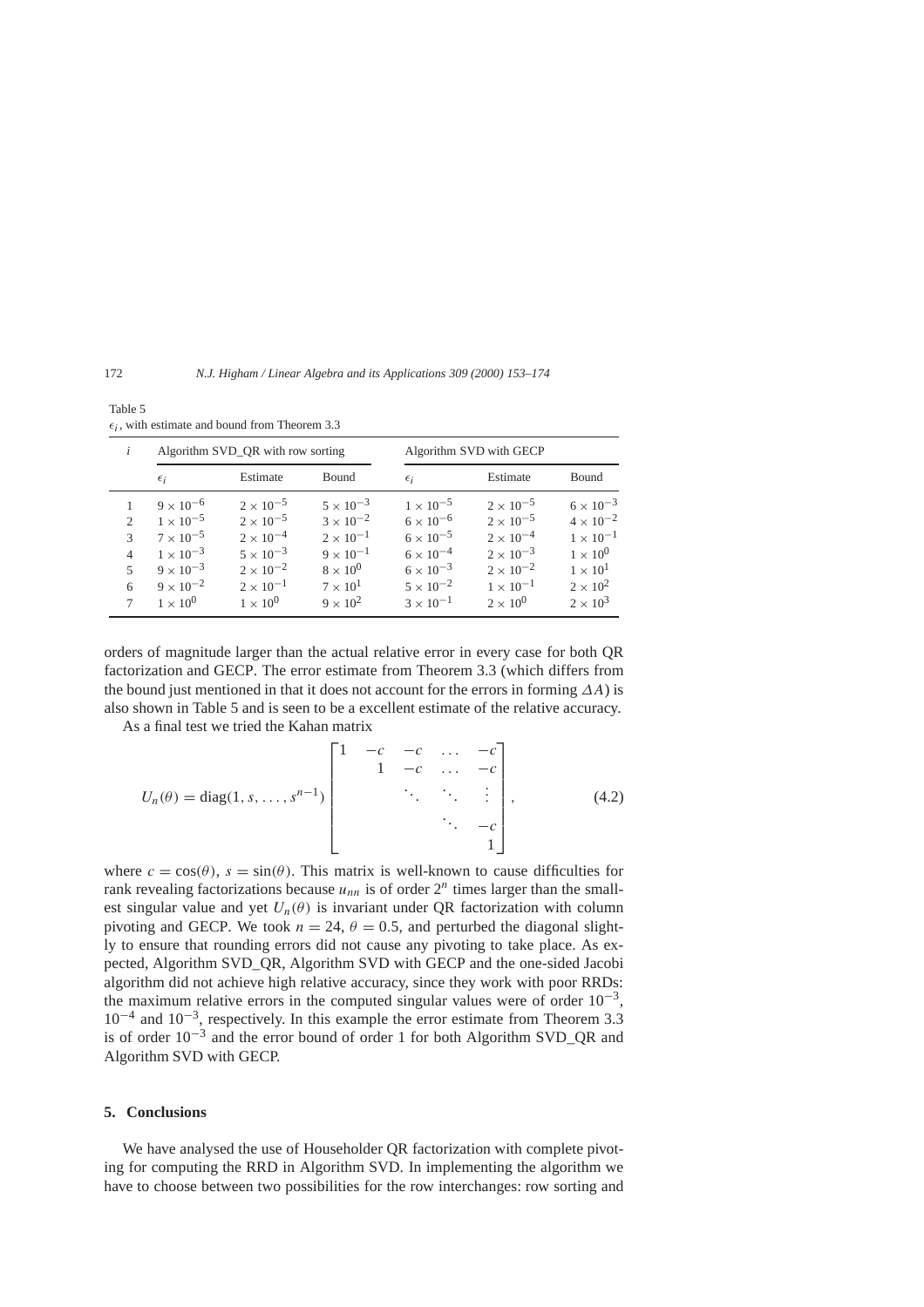Table 5
$\epsilon_i$, with estimate and bound from Theorem 3.3

| $i$ | Algorithm SVD_QR with row sorting | | | Algorithm SVD with GECP | | |
|---|---|---|---|---|---|---|
| | $\epsilon_i$ | Estimate | Bound | $\epsilon_i$ | Estimate | Bound |
| 1 | $9 \times 10^{-6}$ | $2 \times 10^{-5}$ | $5 \times 10^{-3}$ | $1 \times 10^{-5}$ | $2 \times 10^{-5}$ | $6 \times 10^{-3}$ |
| 2 | $1 \times 10^{-5}$ | $2 \times 10^{-5}$ | $3 \times 10^{-2}$ | $6 \times 10^{-6}$ | $2 \times 10^{-5}$ | $4 \times 10^{-2}$ |
| 3 | $7 \times 10^{-5}$ | $2 \times 10^{-4}$ | $2 \times 10^{-1}$ | $6 \times 10^{-5}$ | $2 \times 10^{-4}$ | $1 \times 10^{-1}$ |
| 4 | $1 \times 10^{-3}$ | $5 \times 10^{-3}$ | $9 \times 10^{-1}$ | $6 \times 10^{-4}$ | $2 \times 10^{-3}$ | $1 \times 10^{0}$ |
| 5 | $9 \times 10^{-3}$ | $2 \times 10^{-2}$ | $8 \times 10^{0}$ | $6 \times 10^{-3}$ | $2 \times 10^{-2}$ | $1 \times 10^{1}$ |
| 6 | $9 \times 10^{-2}$ | $2 \times 10^{-1}$ | $7 \times 10^{1}$ | $5 \times 10^{-2}$ | $1 \times 10^{-1}$ | $2 \times 10^{2}$ |
| 7 | $1 \times 10^{0}$ | $1 \times 10^{0}$ | $9 \times 10^{2}$ | $3 \times 10^{-1}$ | $2 \times 10^{0}$ | $2 \times 10^{3}$ |

orders of magnitude larger than the actual relative error in every case for both QR factorization and GECP. The error estimate from Theorem 3.3 (which differs from the bound just mentioned in that it does not account for the errors in forming $\Delta A$) is also shown in Table 5 and is seen to be a excellent estimate of the relative accuracy.

As a final test we tried the Kahan matrix

$$U_n(\theta) = \mathrm{diag}(1, s, \ldots, s^{n-1}) \begin{bmatrix} 1 & -c & -c & \ldots & -c \\ & 1 & -c & \ldots & -c \\ & & \ddots & \ddots & \vdots \\ & & & \ddots & -c \\ & & & & 1 \end{bmatrix}, \tag{4.2}$$

where $c = \cos(\theta)$, $s = \sin(\theta)$. This matrix is well-known to cause difficulties for rank revealing factorizations because $u_{nn}$ is of order $2^n$ times larger than the smallest singular value and yet $U_n(\theta)$ is invariant under QR factorization with column pivoting and GECP. We took $n = 24$, $\theta = 0.5$, and perturbed the diagonal slightly to ensure that rounding errors did not cause any pivoting to take place. As expected, Algorithm SVD_QR, Algorithm SVD with GECP and the one-sided Jacobi algorithm did not achieve high relative accuracy, since they work with poor RRDs: the maximum relative errors in the computed singular values were of order $10^{-3}$, $10^{-4}$ and $10^{-3}$, respectively. In this example the error estimate from Theorem 3.3 is of order $10^{-3}$ and the error bound of order 1 for both Algorithm SVD_QR and Algorithm SVD with GECP.

## 5. Conclusions

We have analysed the use of Householder QR factorization with complete pivoting for computing the RRD in Algorithm SVD. In implementing the algorithm we have to choose between two possibilities for the row interchanges: row sorting and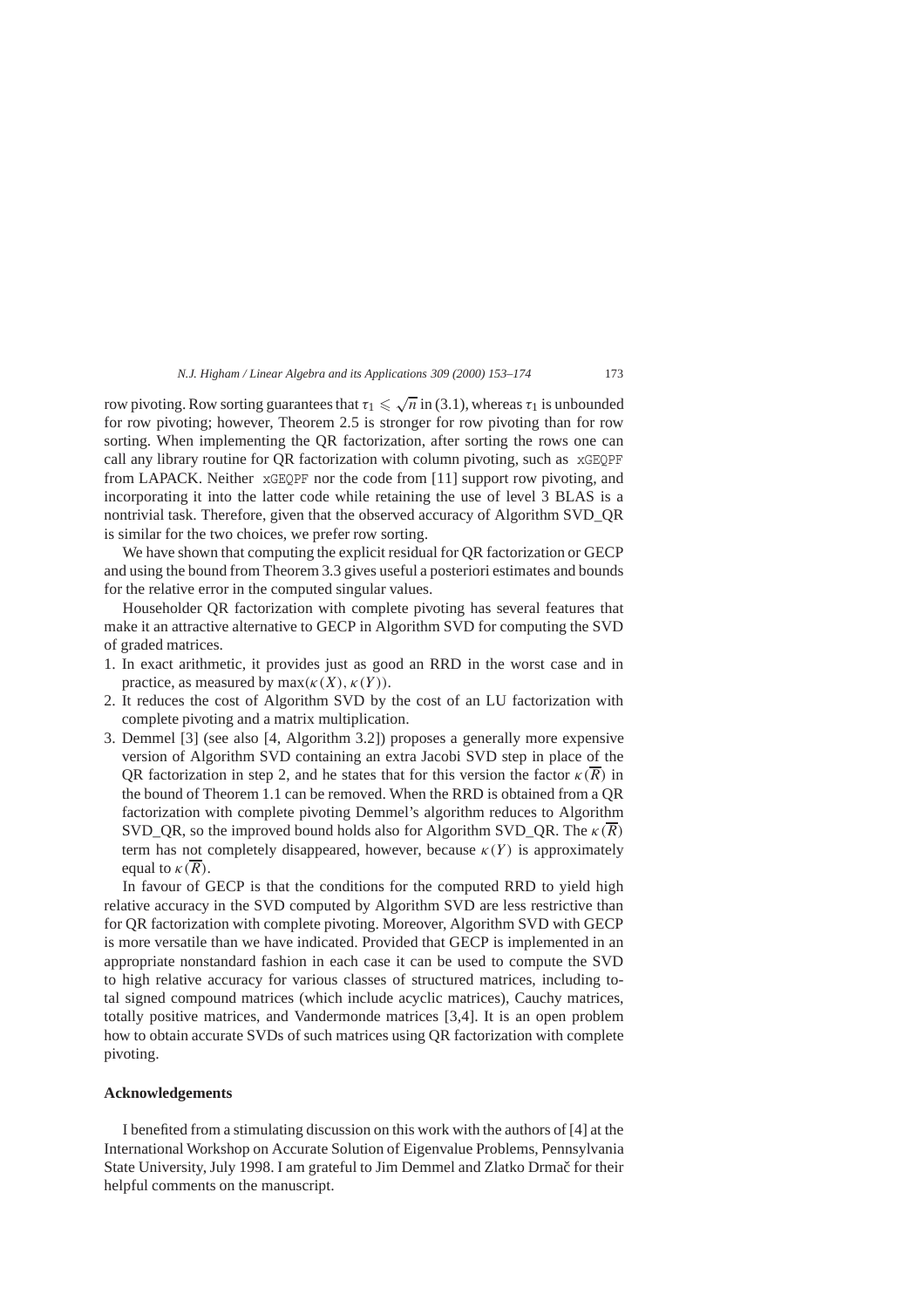row pivoting. Row sorting guarantees that $\tau_1 \leqslant \sqrt{n}$ in (3.1), whereas $\tau_1$ is unbounded for row pivoting; however, Theorem 2.5 is stronger for row pivoting than for row sorting. When implementing the QR factorization, after sorting the rows one can call any library routine for QR factorization with column pivoting, such as `xGEQPF` from LAPACK. Neither `xGEQPF` nor the code from [11] support row pivoting, and incorporating it into the latter code while retaining the use of level 3 BLAS is a nontrivial task. Therefore, given that the observed accuracy of Algorithm SVD_QR is similar for the two choices, we prefer row sorting.

We have shown that computing the explicit residual for QR factorization or GECP and using the bound from Theorem 3.3 gives useful a posteriori estimates and bounds for the relative error in the computed singular values.

Householder QR factorization with complete pivoting has several features that make it an attractive alternative to GECP in Algorithm SVD for computing the SVD of graded matrices.

1. In exact arithmetic, it provides just as good an RRD in the worst case and in practice, as measured by $\max(\kappa(X), \kappa(Y))$.
2. It reduces the cost of Algorithm SVD by the cost of an LU factorization with complete pivoting and a matrix multiplication.
3. Demmel [3] (see also [4, Algorithm 3.2]) proposes a generally more expensive version of Algorithm SVD containing an extra Jacobi SVD step in place of the QR factorization in step 2, and he states that for this version the factor $\kappa(\overline{R})$ in the bound of Theorem 1.1 can be removed. When the RRD is obtained from a QR factorization with complete pivoting Demmel's algorithm reduces to Algorithm SVD_QR, so the improved bound holds also for Algorithm SVD_QR. The $\kappa(\overline{R})$ term has not completely disappeared, however, because $\kappa(Y)$ is approximately equal to $\kappa(\overline{R})$.

In favour of GECP is that the conditions for the computed RRD to yield high relative accuracy in the SVD computed by Algorithm SVD are less restrictive than for QR factorization with complete pivoting. Moreover, Algorithm SVD with GECP is more versatile than we have indicated. Provided that GECP is implemented in an appropriate nonstandard fashion in each case it can be used to compute the SVD to high relative accuracy for various classes of structured matrices, including total signed compound matrices (which include acyclic matrices), Cauchy matrices, totally positive matrices, and Vandermonde matrices [3,4]. It is an open problem how to obtain accurate SVDs of such matrices using QR factorization with complete pivoting.

## Acknowledgements

I benefited from a stimulating discussion on this work with the authors of [4] at the International Workshop on Accurate Solution of Eigenvalue Problems, Pennsylvania State University, July 1998. I am grateful to Jim Demmel and Zlatko Drmač for their helpful comments on the manuscript.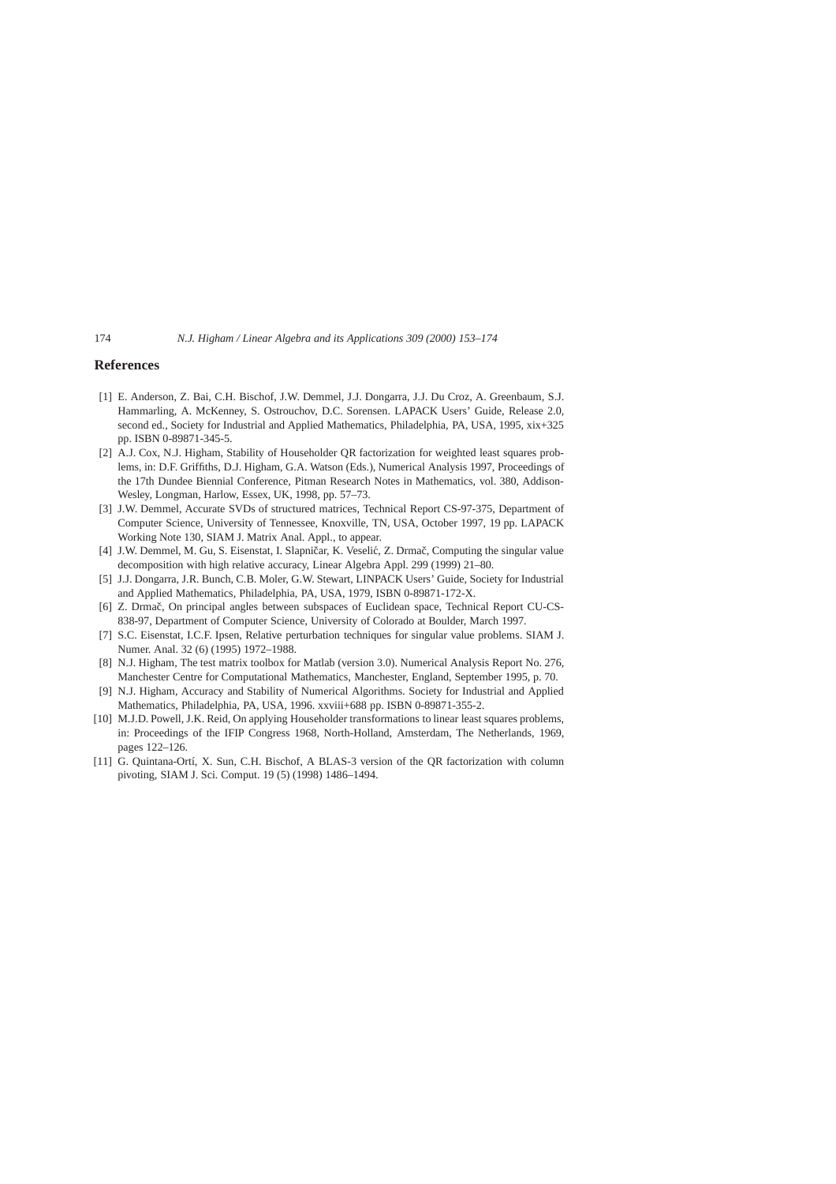## References

[1] E. Anderson, Z. Bai, C.H. Bischof, J.W. Demmel, J.J. Dongarra, J.J. Du Croz, A. Greenbaum, S.J. Hammarling, A. McKenney, S. Ostrouchov, D.C. Sorensen. LAPACK Users' Guide, Release 2.0, second ed., Society for Industrial and Applied Mathematics, Philadelphia, PA, USA, 1995, xix+325 pp. ISBN 0-89871-345-5.

[2] A.J. Cox, N.J. Higham, Stability of Householder QR factorization for weighted least squares problems, in: D.F. Griffiths, D.J. Higham, G.A. Watson (Eds.), Numerical Analysis 1997, Proceedings of the 17th Dundee Biennial Conference, Pitman Research Notes in Mathematics, vol. 380, Addison-Wesley, Longman, Harlow, Essex, UK, 1998, pp. 57–73.

[3] J.W. Demmel, Accurate SVDs of structured matrices, Technical Report CS-97-375, Department of Computer Science, University of Tennessee, Knoxville, TN, USA, October 1997, 19 pp. LAPACK Working Note 130, SIAM J. Matrix Anal. Appl., to appear.

[4] J.W. Demmel, M. Gu, S. Eisenstat, I. Slapničar, K. Veselić, Z. Drmač, Computing the singular value decomposition with high relative accuracy, Linear Algebra Appl. 299 (1999) 21–80.

[5] J.J. Dongarra, J.R. Bunch, C.B. Moler, G.W. Stewart, LINPACK Users' Guide, Society for Industrial and Applied Mathematics, Philadelphia, PA, USA, 1979, ISBN 0-89871-172-X.

[6] Z. Drmač, On principal angles between subspaces of Euclidean space, Technical Report CU-CS-838-97, Department of Computer Science, University of Colorado at Boulder, March 1997.

[7] S.C. Eisenstat, I.C.F. Ipsen, Relative perturbation techniques for singular value problems. SIAM J. Numer. Anal. 32 (6) (1995) 1972–1988.

[8] N.J. Higham, The test matrix toolbox for Matlab (version 3.0). Numerical Analysis Report No. 276, Manchester Centre for Computational Mathematics, Manchester, England, September 1995, p. 70.

[9] N.J. Higham, Accuracy and Stability of Numerical Algorithms. Society for Industrial and Applied Mathematics, Philadelphia, PA, USA, 1996. xxviii+688 pp. ISBN 0-89871-355-2.

[10] M.J.D. Powell, J.K. Reid, On applying Householder transformations to linear least squares problems, in: Proceedings of the IFIP Congress 1968, North-Holland, Amsterdam, The Netherlands, 1969, pages 122–126.

[11] G. Quintana-Ortí, X. Sun, C.H. Bischof, A BLAS-3 version of the QR factorization with column pivoting, SIAM J. Sci. Comput. 19 (5) (1998) 1486–1494.